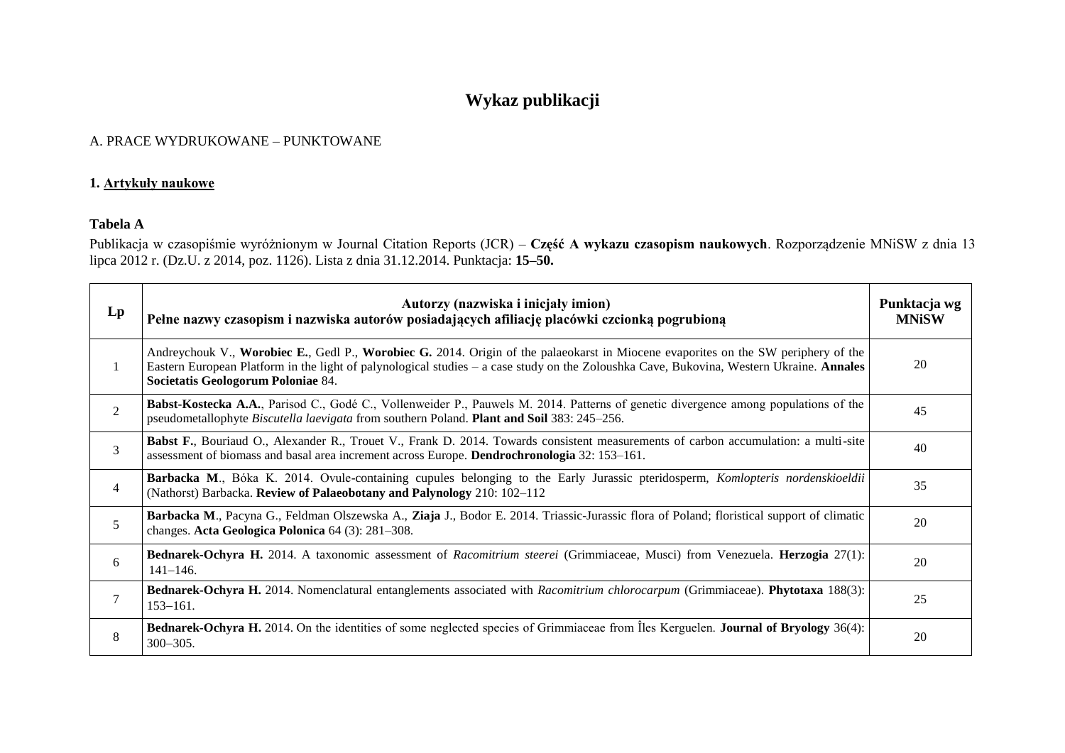# Wykaz publikacji

A. PRACE WYDRUKOWANE – PUNKTOWANE

**1. Artykuły naukowe**

**Tabela A**

Publikacja w czasopiśmie wyróżnionym w Journal Citation Reports (JCR) – **Część A wykazu czasopism naukowych**. Rozporządzenie MNiSW z dnia 13 lipca 2012 r. (Dz.U. z 2014, poz. 1126). Lista z dnia 31.12.2014. Punktacja: **15–50.**

| Lp | Autorzy (nazwiska i inicjały imion)<br>Pełne nazwy czasopism i nazwiska autorów posiadających afiliację placówki czcionką pogrubioną | Punktacja wg MNiSW |
|---|---|---|
| 1 | Andreychouk V., **Worobiec E.**, Gedl P., **Worobiec G.** 2014. Origin of the palaeokarst in Miocene evaporites on the SW periphery of the Eastern European Platform in the light of palynological studies – a case study on the Zoloushka Cave, Bukovina, Western Ukraine. **Annales Societatis Geologorum Poloniae** 84. | 20 |
| 2 | **Babst-Kostecka A.A.**, Parisod C., Godé C., Vollenweider P., Pauwels M. 2014. Patterns of genetic divergence among populations of the pseudometallophyte *Biscutella laevigata* from southern Poland. **Plant and Soil** 383: 245–256. | 45 |
| 3 | **Babst F.**, Bouriaud O., Alexander R., Trouet V., Frank D. 2014. Towards consistent measurements of carbon accumulation: a multi-site assessment of biomass and basal area increment across Europe. **Dendrochronologia** 32: 153–161. | 40 |
| 4 | **Barbacka M**., Bóka K. 2014. Ovule-containing cupules belonging to the Early Jurassic pteridosperm, *Komlopteris nordenskioeldii* (Nathorst) Barbacka. **Review of Palaeobotany and Palynology** 210: 102–112 | 35 |
| 5 | **Barbacka M**., Pacyna G., Feldman Olszewska A., **Ziaja** J., Bodor E. 2014. Triassic-Jurassic flora of Poland; floristical support of climatic changes. **Acta Geologica Polonica** 64 (3): 281–308. | 20 |
| 6 | **Bednarek-Ochyra H.** 2014. A taxonomic assessment of *Racomitrium steerei* (Grimmiaceae, Musci) from Venezuela. **Herzogia** 27(1): 141–146. | 20 |
| 7 | **Bednarek-Ochyra H.** 2014. Nomenclatural entanglements associated with *Racomitrium chlorocarpum* (Grimmiaceae). **Phytotaxa** 188(3): 153–161. | 25 |
| 8 | **Bednarek-Ochyra H.** 2014. On the identities of some neglected species of Grimmiaceae from Îles Kerguelen. **Journal of Bryology** 36(4): 300–305. | 20 |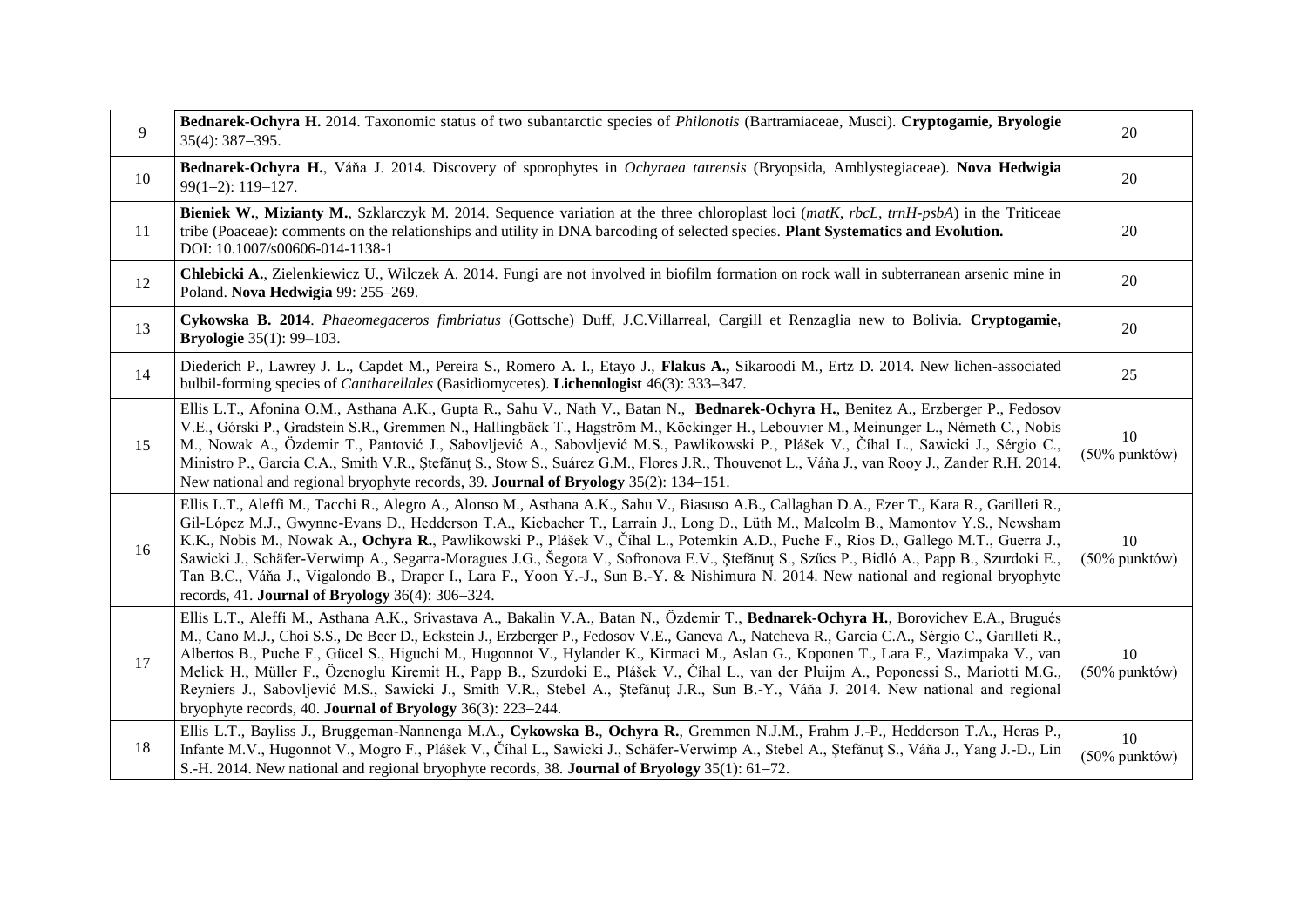| | | |
|---|---|---|
| 9 | **Bednarek-Ochyra H.** 2014. Taxonomic status of two subantarctic species of *Philonotis* (Bartramiaceae, Musci). **Cryptogamie, Bryologie** 35(4): 387–395. | 20 |
| 10 | **Bednarek-Ochyra H.**, Váňa J. 2014. Discovery of sporophytes in *Ochyraea tatrensis* (Bryopsida, Amblystegiaceae). **Nova Hedwigia** 99(1–2): 119–127. | 20 |
| 11 | **Bieniek W.**, **Mizianty M.**, Szklarczyk M. 2014. Sequence variation at the three chloroplast loci (*matK*, *rbcL*, *trnH-psbA*) in the Triticeae tribe (Poaceae): comments on the relationships and utility in DNA barcoding of selected species. **Plant Systematics and Evolution.** DOI: 10.1007/s00606-014-1138-1 | 20 |
| 12 | **Chlebicki A.**, Zielenkiewicz U., Wilczek A. 2014. Fungi are not involved in biofilm formation on rock wall in subterranean arsenic mine in Poland. **Nova Hedwigia** 99: 255–269. | 20 |
| 13 | **Cykowska B. 2014**. *Phaeomegaceros fimbriatus* (Gottsche) Duff, J.C.Villarreal, Cargill et Renzaglia new to Bolivia. **Cryptogamie, Bryologie** 35(1): 99–103. | 20 |
| 14 | Diederich P., Lawrey J. L., Capdet M., Pereira S., Romero A. I., Etayo J., **Flakus A.,** Sikaroodi M., Ertz D. 2014. New lichen-associated bulbil-forming species of *Cantharellales* (Basidiomycetes). **Lichenologist** 46(3): 333–347. | 25 |
| 15 | Ellis L.T., Afonina O.M., Asthana A.K., Gupta R., Sahu V., Nath V., Batan N., **Bednarek-Ochyra H.**, Benitez A., Erzberger P., Fedosov V.E., Górski P., Gradstein S.R., Gremmen N., Hallingbäck T., Hagström M., Köckinger H., Lebouvier M., Meinunger L., Németh C., Nobis M., Nowak A., Özdemir T., Pantović J., Sabovljević A., Sabovljević M.S., Pawlikowski P., Plášek V., Čihal L., Sawicki J., Sérgio C., Ministro P., Garcia C.A., Smith V.R., Ştefănuţ S., Stow S., Suárez G.M., Flores J.R., Thouvenot L., Váňa J., van Rooy J., Zander R.H. 2014. New national and regional bryophyte records, 39. **Journal of Bryology** 35(2): 134–151. | 10 (50% punktów) |
| 16 | Ellis L.T., Aleffi M., Tacchi R., Alegro A., Alonso M., Asthana A.K., Sahu V., Biasuso A.B., Callaghan D.A., Ezer T., Kara R., Garilleti R., Gil-López M.J., Gwynne-Evans D., Hedderson T.A., Kiebacher T., Larraín J., Long D., Lüth M., Malcolm B., Mamontov Y.S., Newsham K.K., Nobis M., Nowak A., **Ochyra R.**, Pawlikowski P., Plášek V., Čihal L., Potemkin A.D., Puche F., Rios D., Gallego M.T., Guerra J., Sawicki J., Schäfer-Verwimp A., Segarra-Moragues J.G., Šegota V., Sofronova E.V., Ştefănuţ S., Szűcs P., Bidló A., Papp B., Szurdoki E., Tan B.C., Váňa J., Vigalondo B., Draper I., Lara F., Yoon Y.-J., Sun B.-Y. & Nishimura N. 2014. New national and regional bryophyte records, 41. **Journal of Bryology** 36(4): 306–324. | 10 (50% punktów) |
| 17 | Ellis L.T., Aleffi M., Asthana A.K., Srivastava A., Bakalin V.A., Batan N., Özdemir T., **Bednarek-Ochyra H.**, Borovichev E.A., Brugués M., Cano M.J., Choi S.S., De Beer D., Eckstein J., Erzberger P., Fedosov V.E., Ganeva A., Natcheva R., Garcia C.A., Sérgio C., Garilleti R., Albertos B., Puche F., Gücel S., Higuchi M., Hugonnot V., Hylander K., Kirmaci M., Aslan G., Koponen T., Lara F., Mazimpaka V., van Melick H., Müller F., Özenoglu Kiremit H., Papp B., Szurdoki E., Plášek V., Čihal L., van der Pluijm A., Poponessi S., Mariotti M.G., Reyniers J., Sabovljević M.S., Sawicki J., Smith V.R., Stebel A., Ştefănuţ J.R., Sun B.-Y., Váňa J. 2014. New national and regional bryophyte records, 40. **Journal of Bryology** 36(3): 223–244. | 10 (50% punktów) |
| 18 | Ellis L.T., Bayliss J., Bruggeman-Nannenga M.A., **Cykowska B.**, **Ochyra R.**, Gremmen N.J.M., Frahm J.-P., Hedderson T.A., Heras P., Infante M.V., Hugonnot V., Mogro F., Plášek V., Čihal L., Sawicki J., Schäfer-Verwimp A., Stebel A., Ştefănuţ S., Váňa J., Yang J.-D., Lin S.-H. 2014. New national and regional bryophyte records, 38. **Journal of Bryology** 35(1): 61–72. | 10 (50% punktów) |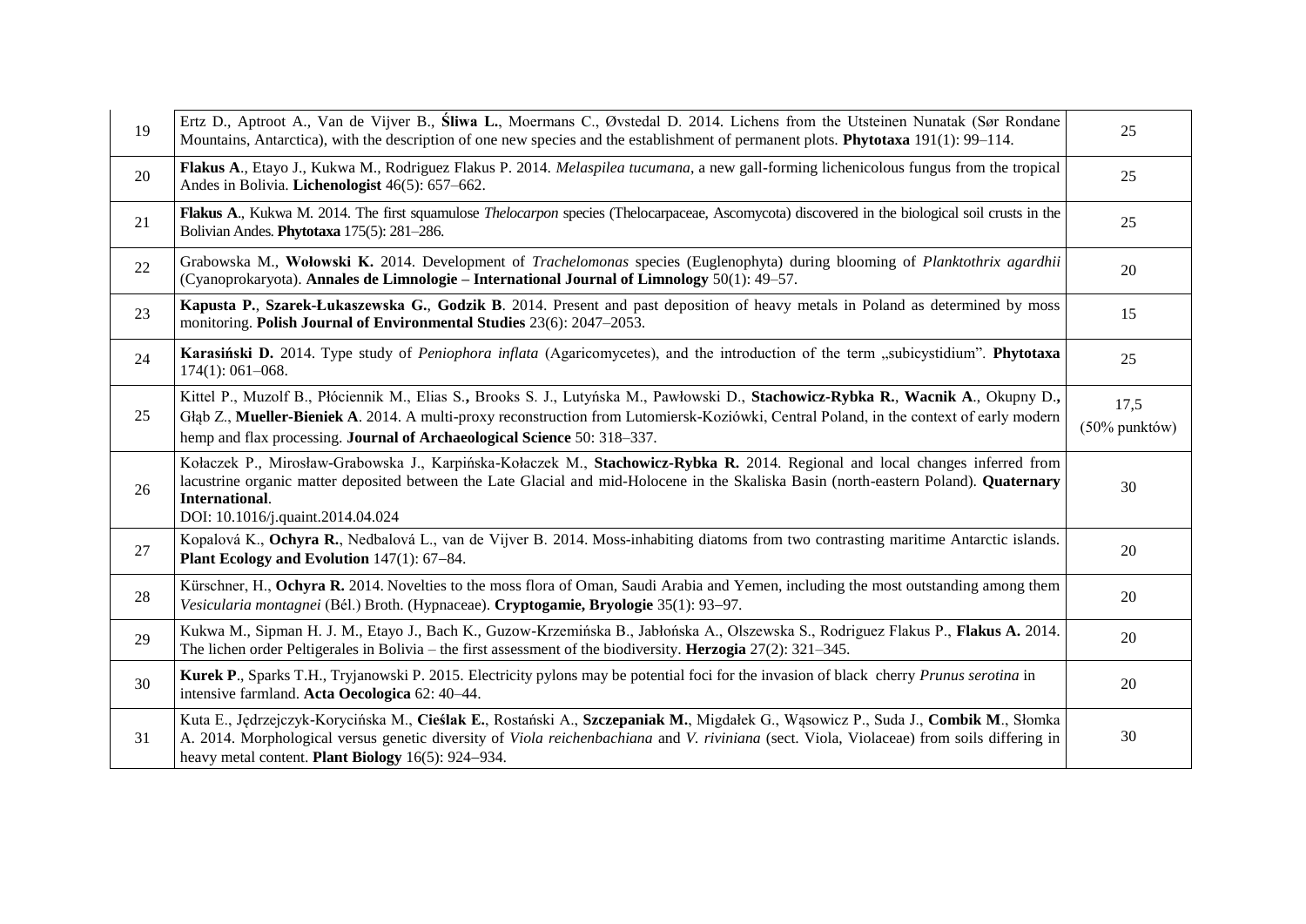| | | |
|---|---|---|
| 19 | Ertz D., Aptroot A., Van de Vijver B., **Śliwa L.**, Moermans C., Øvstedal D. 2014. Lichens from the Utsteinen Nunatak (Sør Rondane Mountains, Antarctica), with the description of one new species and the establishment of permanent plots. **Phytotaxa** 191(1): 99–114. | 25 |
| 20 | **Flakus A**., Etayo J., Kukwa M., Rodriguez Flakus P. 2014. *Melaspilea tucumana*, a new gall-forming lichenicolous fungus from the tropical Andes in Bolivia. **Lichenologist** 46(5): 657–662. | 25 |
| 21 | **Flakus A**., Kukwa M. 2014. The first squamulose *Thelocarpon* species (Thelocarpaceae, Ascomycota) discovered in the biological soil crusts in the Bolivian Andes. **Phytotaxa** 175(5): 281–286. | 25 |
| 22 | Grabowska M., **Wołowski K.** 2014. Development of *Trachelomonas* species (Euglenophyta) during blooming of *Planktothrix agardhii* (Cyanoprokaryota). **Annales de Limnologie – International Journal of Limnology** 50(1): 49–57. | 20 |
| 23 | **Kapusta P.**, **Szarek-Łukaszewska G.**, **Godzik B**. 2014. Present and past deposition of heavy metals in Poland as determined by moss monitoring. **Polish Journal of Environmental Studies** 23(6): 2047–2053. | 15 |
| 24 | **Karasiński D.** 2014. Type study of *Peniophora inflata* (Agaricomycetes), and the introduction of the term „subicystidium". **Phytotaxa** 174(1): 061–068. | 25 |
| 25 | Kittel P., Muzolf B., Płóciennik M., Elias S., Brooks S. J., Lutyńska M., Pawłowski D., **Stachowicz-Rybka R.**, **Wacnik A**., Okupny D., Głąb Z., **Mueller-Bieniek A**. 2014. A multi-proxy reconstruction from Lutomiersk-Koziówki, Central Poland, in the context of early modern hemp and flax processing. **Journal of Archaeological Science** 50: 318–337. | 17,5 (50% punktów) |
| 26 | Kołaczek P., Mirosław-Grabowska J., Karpińska-Kołaczek M., **Stachowicz-Rybka R.** 2014. Regional and local changes inferred from lacustrine organic matter deposited between the Late Glacial and mid-Holocene in the Skaliska Basin (north-eastern Poland). **Quaternary International**. DOI: 10.1016/j.quaint.2014.04.024 | 30 |
| 27 | Kopalová K., **Ochyra R.**, Nedbalová L., van de Vijver B. 2014. Moss-inhabiting diatoms from two contrasting maritime Antarctic islands. **Plant Ecology and Evolution** 147(1): 67–84. | 20 |
| 28 | Kürschner, H., **Ochyra R.** 2014. Novelties to the moss flora of Oman, Saudi Arabia and Yemen, including the most outstanding among them *Vesicularia montagnei* (Bél.) Broth. (Hypnaceae). **Cryptogamie, Bryologie** 35(1): 93–97. | 20 |
| 29 | Kukwa M., Sipman H. J. M., Etayo J., Bach K., Guzow-Krzemińska B., Jabłońska A., Olszewska S., Rodriguez Flakus P., **Flakus A.** 2014. The lichen order Peltigerales in Bolivia – the first assessment of the biodiversity. **Herzogia** 27(2): 321–345. | 20 |
| 30 | **Kurek P**., Sparks T.H., Tryjanowski P. 2015. Electricity pylons may be potential foci for the invasion of black cherry *Prunus serotina* in intensive farmland. **Acta Oecologica** 62: 40–44. | 20 |
| 31 | Kuta E., Jędrzejczyk-Korycińska M., **Cieślak E.**, Rostański A., **Szczepaniak M.**, Migdałek G., Wąsowicz P., Suda J., **Combik M**., Słomka A. 2014. Morphological versus genetic diversity of *Viola reichenbachiana* and *V. riviniana* (sect. Viola, Violaceae) from soils differing in heavy metal content. **Plant Biology** 16(5): 924–934. | 30 |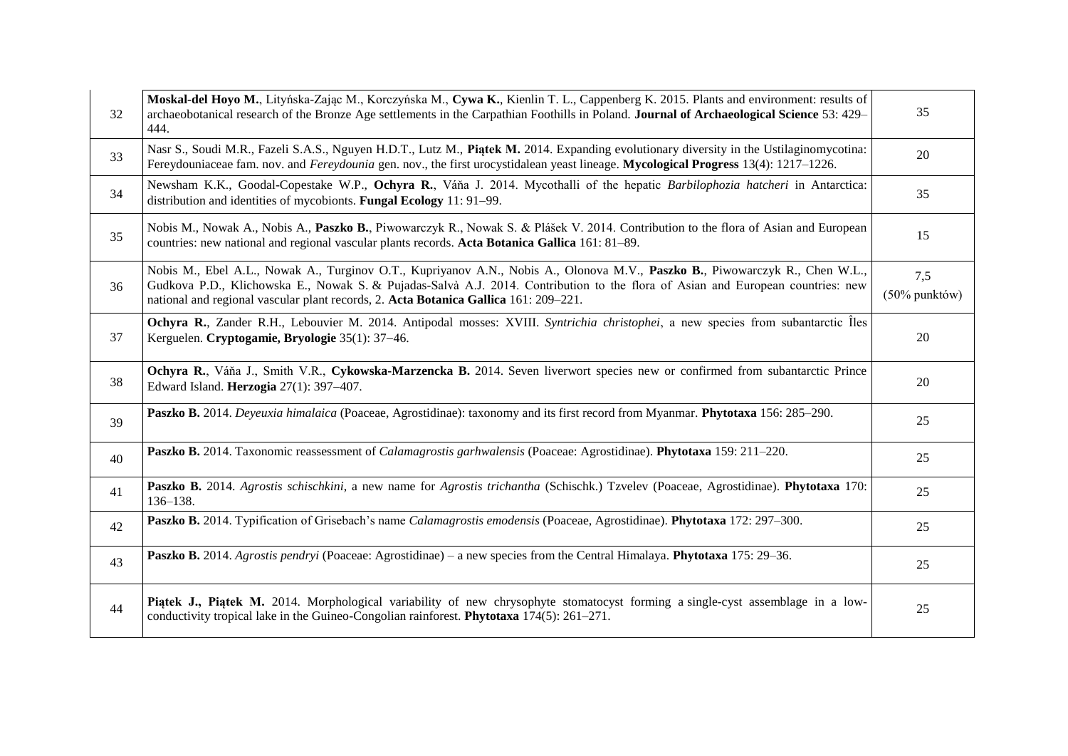| | | |
|---|---|---|
| 32 | **Moskal-del Hoyo M.**, Lityńska-Zając M., Korczyńska M., **Cywa K.**, Kienlin T. L., Cappenberg K. 2015. Plants and environment: results of archaeobotanical research of the Bronze Age settlements in the Carpathian Foothills in Poland. **Journal of Archaeological Science** 53: 429–444. | 35 |
| 33 | Nasr S., Soudi M.R., Fazeli S.A.S., Nguyen H.D.T., Lutz M., **Piątek M.** 2014. Expanding evolutionary diversity in the Ustilaginomycotina: Fereydouniaceae fam. nov. and *Fereydounia* gen. nov., the first urocystidalean yeast lineage. **Mycological Progress** 13(4): 1217–1226. | 20 |
| 34 | Newsham K.K., Goodal-Copestake W.P., **Ochyra R.**, Váňa J. 2014. Mycothalli of the hepatic *Barbilophozia hatcheri* in Antarctica: distribution and identities of mycobionts. **Fungal Ecology** 11: 91–99. | 35 |
| 35 | Nobis M., Nowak A., Nobis A., **Paszko B.**, Piwowarczyk R., Nowak S. & Plášek V. 2014. Contribution to the flora of Asian and European countries: new national and regional vascular plants records. **Acta Botanica Gallica** 161: 81–89. | 15 |
| 36 | Nobis M., Ebel A.L., Nowak A., Turginov O.T., Kupriyanov A.N., Nobis A., Olonova M.V., **Paszko B.**, Piwowarczyk R., Chen W.L., Gudkova P.D., Klichowska E., Nowak S. & Pujadas-Salvà A.J. 2014. Contribution to the flora of Asian and European countries: new national and regional vascular plant records, 2. **Acta Botanica Gallica** 161: 209–221. | 7,5 (50% punktów) |
| 37 | **Ochyra R.**, Zander R.H., Lebouvier M. 2014. Antipodal mosses: XVIII. *Syntrichia christophei*, a new species from subantarctic Îles Kerguelen. **Cryptogamie, Bryologie** 35(1): 37–46. | 20 |
| 38 | **Ochyra R.**, Váňa J., Smith V.R., **Cykowska-Marzencka B.** 2014. Seven liverwort species new or confirmed from subantarctic Prince Edward Island. **Herzogia** 27(1): 397–407. | 20 |
| 39 | **Paszko B.** 2014. *Deyeuxia himalaica* (Poaceae, Agrostidinae): taxonomy and its first record from Myanmar. **Phytotaxa** 156: 285–290. | 25 |
| 40 | **Paszko B.** 2014. Taxonomic reassessment of *Calamagrostis garhwalensis* (Poaceae: Agrostidinae). **Phytotaxa** 159: 211–220. | 25 |
| 41 | **Paszko B.** 2014. *Agrostis schischkini*, a new name for *Agrostis trichantha* (Schischk.) Tzvelev (Poaceae, Agrostidinae). **Phytotaxa** 170: 136–138. | 25 |
| 42 | **Paszko B.** 2014. Typification of Grisebach's name *Calamagrostis emodensis* (Poaceae, Agrostidinae). **Phytotaxa** 172: 297–300. | 25 |
| 43 | **Paszko B.** 2014. *Agrostis pendryi* (Poaceae: Agrostidinae) – a new species from the Central Himalaya. **Phytotaxa** 175: 29–36. | 25 |
| 44 | **Piątek J., Piątek M.** 2014. Morphological variability of new chrysophyte stomatocyst forming a single-cyst assemblage in a low-conductivity tropical lake in the Guineo-Congolian rainforest. **Phytotaxa** 174(5): 261–271. | 25 |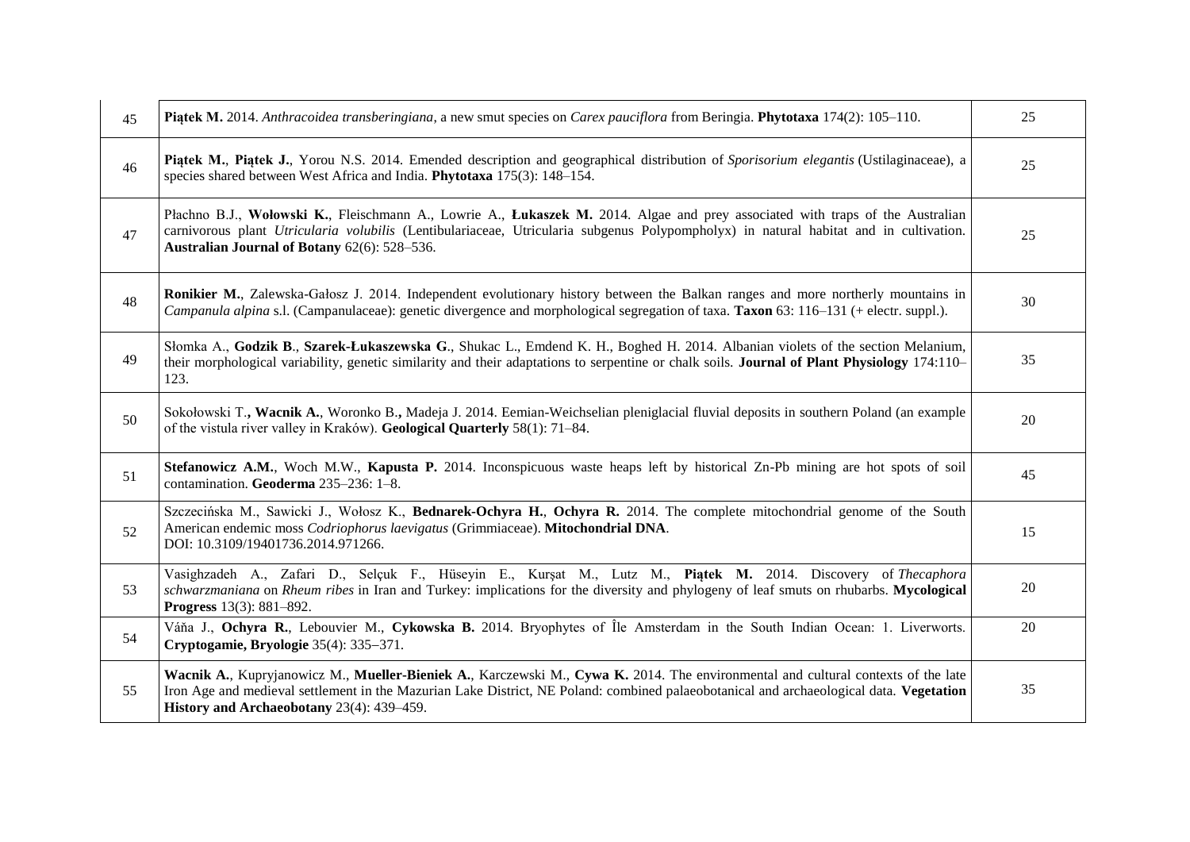| | | |
|---|---|---|
| 45 | **Piątek M.** 2014. *Anthracoidea transberingiana*, a new smut species on *Carex pauciflora* from Beringia. **Phytotaxa** 174(2): 105–110. | 25 |
| 46 | **Piątek M.**, **Piątek J.**, Yorou N.S. 2014. Emended description and geographical distribution of *Sporisorium elegantis* (Ustilaginaceae), a species shared between West Africa and India. **Phytotaxa** 175(3): 148–154. | 25 |
| 47 | Płachno B.J., **Wołowski K.**, Fleischmann A., Lowrie A., **Łukaszek M.** 2014. Algae and prey associated with traps of the Australian carnivorous plant *Utricularia volubilis* (Lentibulariaceae, Utricularia subgenus Polypompholyx) in natural habitat and in cultivation. **Australian Journal of Botany** 62(6): 528–536. | 25 |
| 48 | **Ronikier M.**, Zalewska-Gałosz J. 2014. Independent evolutionary history between the Balkan ranges and more northerly mountains in *Campanula alpina* s.l. (Campanulaceae): genetic divergence and morphological segregation of taxa. **Taxon** 63: 116–131 (+ electr. suppl.). | 30 |
| 49 | Słomka A., **Godzik B**., **Szarek-Łukaszewska G**., Shukac L., Emdend K. H., Boghed H. 2014. Albanian violets of the section Melanium, their morphological variability, genetic similarity and their adaptations to serpentine or chalk soils. **Journal of Plant Physiology** 174:110–123. | 35 |
| 50 | Sokołowski T.**, Wacnik A.**, Woronko B.**,** Madeja J. 2014. Eemian-Weichselian pleniglacial fluvial deposits in southern Poland (an example of the vistula river valley in Kraków). **Geological Quarterly** 58(1): 71–84. | 20 |
| 51 | **Stefanowicz A.M.**, Woch M.W., **Kapusta P.** 2014. Inconspicuous waste heaps left by historical Zn-Pb mining are hot spots of soil contamination. **Geoderma** 235–236: 1–8. | 45 |
| 52 | Szczecińska M., Sawicki J., Wołosz K., **Bednarek-Ochyra H.**, **Ochyra R.** 2014. The complete mitochondrial genome of the South American endemic moss *Codriophorus laevigatus* (Grimmiaceae). **Mitochondrial DNA**. DOI: 10.3109/19401736.2014.971266. | 15 |
| 53 | Vasighzadeh A., Zafari D., Selçuk F., Hüseyin E., Kurşat M., Lutz M., **Piątek M.** 2014. Discovery of *Thecaphora schwarzmaniana* on *Rheum ribes* in Iran and Turkey: implications for the diversity and phylogeny of leaf smuts on rhubarbs. **Mycological Progress** 13(3): 881–892. | 20 |
| 54 | Váňa J., **Ochyra R.**, Lebouvier M., **Cykowska B.** 2014. Bryophytes of Île Amsterdam in the South Indian Ocean: 1. Liverworts. **Cryptogamie, Bryologie** 35(4): 335–371. | 20 |
| 55 | **Wacnik A.**, Kupryjanowicz M., **Mueller-Bieniek A.**, Karczewski M., **Cywa K.** 2014. The environmental and cultural contexts of the late Iron Age and medieval settlement in the Mazurian Lake District, NE Poland: combined palaeobotanical and archaeological data. **Vegetation History and Archaeobotany** 23(4): 439–459. | 35 |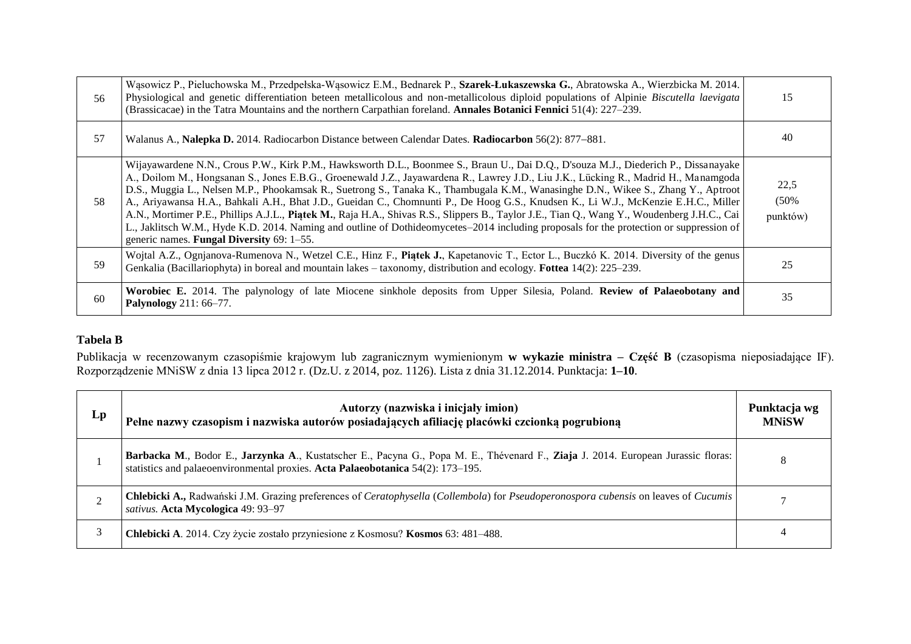| 56 | Wąsowicz P., Pieluchowska M., Przedpełska-Wąsowicz E.M., Bednarek P., **Szarek-Łukaszewska G.**, Abratowska A., Wierzbicka M. 2014. Physiological and genetic differentiation beteen metallicolous and non-metallicolous diploid populations of Alpinie *Biscutella laevigata* (Brassicacae) in the Tatra Mountains and the northern Carpathian foreland. **Annales Botanici Fennici** 51(4): 227–239. | 15 |
|---|---|---|
| 57 | Walanus A., **Nalepka D.** 2014. Radiocarbon Distance between Calendar Dates. **Radiocarbon** 56(2): 877–881. | 40 |
| 58 | Wijayawardene N.N., Crous P.W., Kirk P.M., Hawksworth D.L., Boonmee S., Braun U., Dai D.Q., D'souza M.J., Diederich P., Dissanayake A., Doilom M., Hongsanan S., Jones E.B.G., Groenewald J.Z., Jayawardena R., Lawrey J.D., Liu J.K., Lücking R., Madrid H., Manamgoda D.S., Muggia L., Nelsen M.P., Phookamsak R., Suetrong S., Tanaka K., Thambugala K.M., Wanasinghe D.N., Wikee S., Zhang Y., Aptroot A., Ariyawansa H.A., Bahkali A.H., Bhat J.D., Gueidan C., Chomnunti P., De Hoog G.S., Knudsen K., Li W.J., McKenzie E.H.C., Miller A.N., Mortimer P.E., Phillips A.J.L., **Piątek M.**, Raja H.A., Shivas R.S., Slippers B., Taylor J.E., Tian Q., Wang Y., Woudenberg J.H.C., Cai L., Jaklitsch W.M., Hyde K.D. 2014. Naming and outline of Dothideomycetes–2014 including proposals for the protection or suppression of generic names. **Fungal Diversity** 69: 1–55. | 22,5 (50% punktów) |
| 59 | Wojtal A.Z., Ognjanova-Rumenova N., Wetzel C.E., Hinz F., **Piątek J.**, Kapetanovic T., Ector L., Buczkó K. 2014. Diversity of the genus Genkalia (Bacillariophyta) in boreal and mountain lakes – taxonomy, distribution and ecology. **Fottea** 14(2): 225–239. | 25 |
| 60 | **Worobiec E.** 2014. The palynology of late Miocene sinkhole deposits from Upper Silesia, Poland. **Review of Palaeobotany and Palynology** 211: 66–77. | 35 |

**Tabela B**

Publikacja w recenzowanym czasopiśmie krajowym lub zagranicznym wymienionym **w wykazie ministra – Część B** (czasopisma nieposiadające IF). Rozporządzenie MNiSW z dnia 13 lipca 2012 r. (Dz.U. z 2014, poz. 1126). Lista z dnia 31.12.2014. Punktacja: **1–10**.

| Lp | Autorzy (nazwiska i inicjały imion) Pełne nazwy czasopism i nazwiska autorów posiadających afiliację placówki czcionką pogrubioną | Punktacja wg MNiSW |
|---|---|---|
| 1 | **Barbacka M**., Bodor E., **Jarzynka A**., Kustatscher E., Pacyna G., Popa M. E., Thévenard F., **Ziaja** J. 2014. European Jurassic floras: statistics and palaeoenvironmental proxies. **Acta Palaeobotanica** 54(2): 173–195. | 8 |
| 2 | **Chlebicki A.,** Radwański J.M. Grazing preferences of *Ceratophysella* (*Collembola*) for *Pseudoperonospora cubensis* on leaves of *Cucumis sativus.* **Acta Mycologica** 49: 93–97 | 7 |
| 3 | **Chlebicki A**. 2014. Czy życie zostało przyniesione z Kosmosu? **Kosmos** 63: 481–488. | 4 |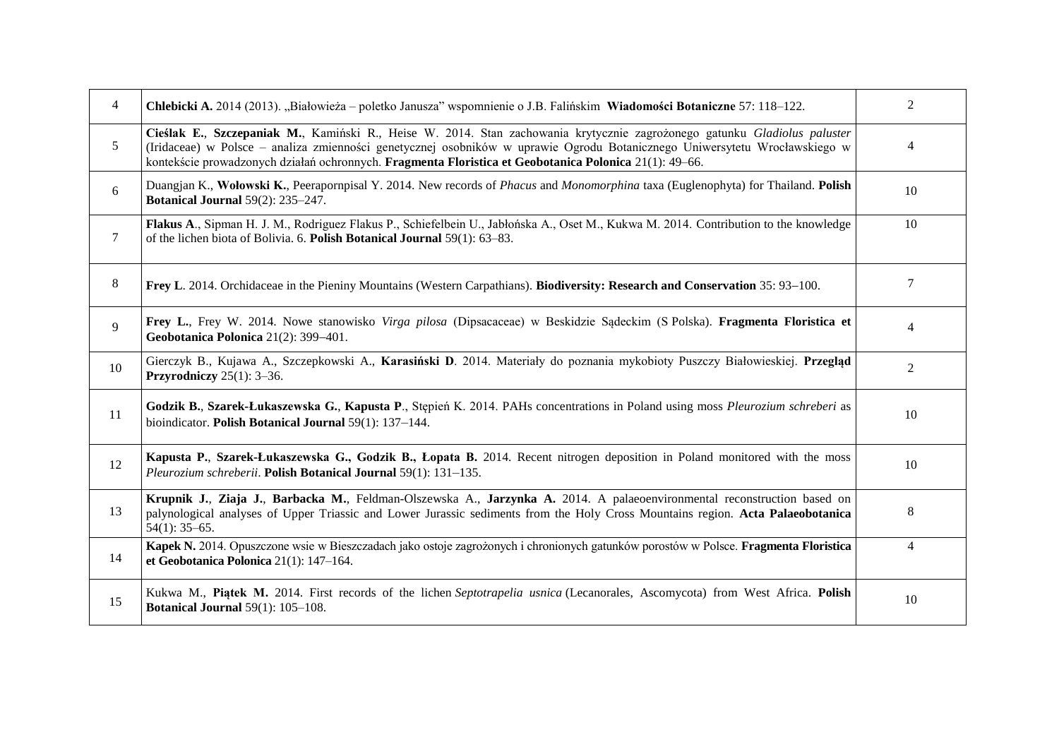| | | |
|---|---|---|
| 4 | **Chlebicki A.** 2014 (2013). „Białowieża – poletko Janusza" wspomnienie o J.B. Falińskim **Wiadomości Botaniczne** 57: 118–122. | 2 |
| 5 | **Cieślak E.**, **Szczepaniak M.**, Kamiński R., Heise W. 2014. Stan zachowania krytycznie zagrożonego gatunku *Gladiolus paluster* (Iridaceae) w Polsce – analiza zmienności genetycznej osobników w uprawie Ogrodu Botanicznego Uniwersytetu Wrocławskiego w kontekście prowadzonych działań ochronnych. **Fragmenta Floristica et Geobotanica Polonica** 21(1): 49–66. | 4 |
| 6 | Duangjan K., **Wołowski K.**, Peerapornpisal Y. 2014. New records of *Phacus* and *Monomorphina* taxa (Euglenophyta) for Thailand. **Polish Botanical Journal** 59(2): 235–247. | 10 |
| 7 | **Flakus A**., Sipman H. J. M., Rodriguez Flakus P., Schiefelbein U., Jabłońska A., Oset M., Kukwa M. 2014. Contribution to the knowledge of the lichen biota of Bolivia. 6. **Polish Botanical Journal** 59(1): 63–83. | 10 |
| 8 | **Frey L**. 2014. Orchidaceae in the Pieniny Mountains (Western Carpathians). **Biodiversity: Research and Conservation** 35: 93–100. | 7 |
| 9 | **Frey L.**, Frey W. 2014. Nowe stanowisko *Virga pilosa* (Dipsacaceae) w Beskidzie Sądeckim (S Polska). **Fragmenta Floristica et Geobotanica Polonica** 21(2): 399–401. | 4 |
| 10 | Gierczyk B., Kujawa A., Szczepkowski A., **Karasiński D**. 2014. Materiały do poznania mykobioty Puszczy Białowieskiej. **Przegląd Przyrodniczy** 25(1): 3–36. | 2 |
| 11 | **Godzik B.**, **Szarek-Łukaszewska G.**, **Kapusta P**., Stępień K. 2014. PAHs concentrations in Poland using moss *Pleurozium schreberi* as bioindicator. **Polish Botanical Journal** 59(1): 137–144. | 10 |
| 12 | **Kapusta P.**, **Szarek-Łukaszewska G., Godzik B., Łopata B.** 2014. Recent nitrogen deposition in Poland monitored with the moss *Pleurozium schreberii*. **Polish Botanical Journal** 59(1): 131–135. | 10 |
| 13 | **Krupnik J.**, **Ziaja J.**, **Barbacka M.**, Feldman-Olszewska A., **Jarzynka A.** 2014. A palaeoenvironmental reconstruction based on palynological analyses of Upper Triassic and Lower Jurassic sediments from the Holy Cross Mountains region. **Acta Palaeobotanica** 54(1): 35–65. | 8 |
| 14 | **Kapek N.** 2014. Opuszczone wsie w Bieszczadach jako ostoje zagrożonych i chronionych gatunków porostów w Polsce. **Fragmenta Floristica et Geobotanica Polonica** 21(1): 147–164. | 4 |
| 15 | Kukwa M., **Piątek M.** 2014. First records of the lichen *Septotrapelia usnica* (Lecanorales, Ascomycota) from West Africa. **Polish Botanical Journal** 59(1): 105–108. | 10 |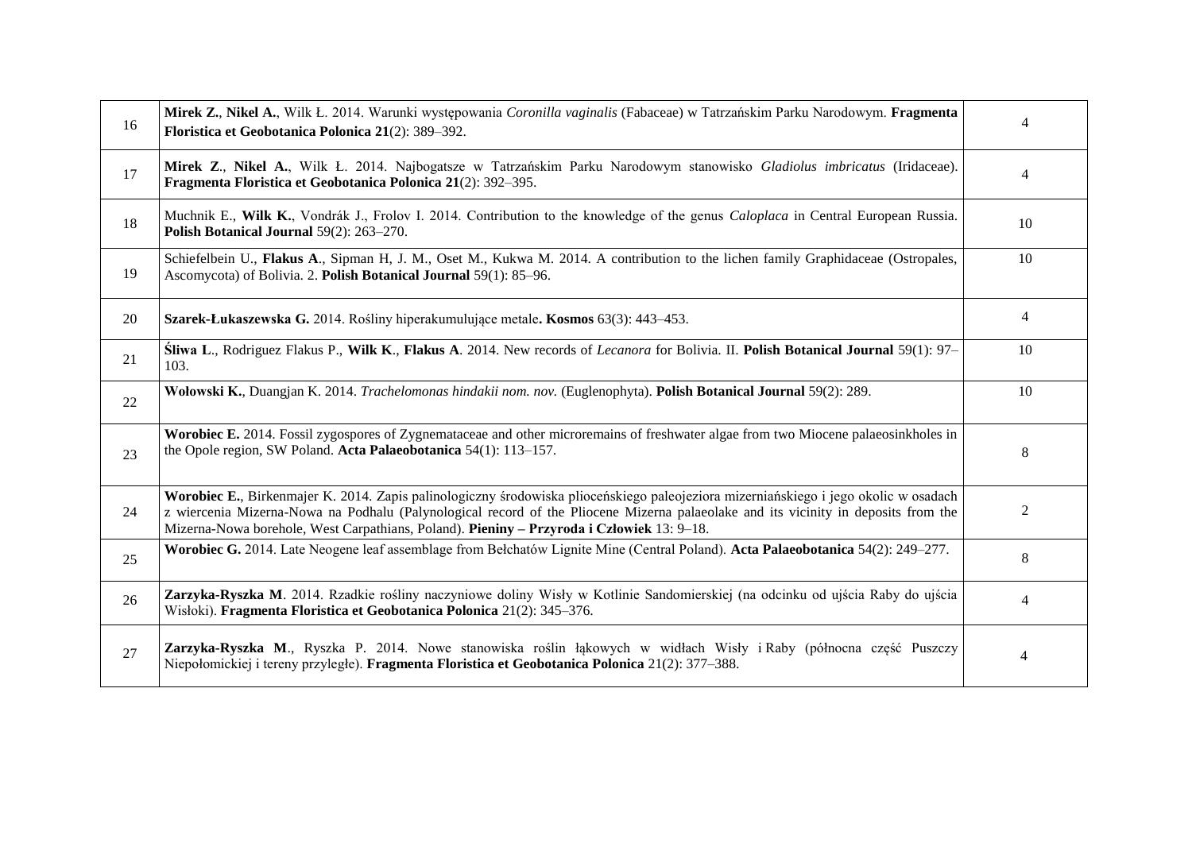| | | |
|---|---|---|
| 16 | **Mirek Z.**, **Nikel A.**, Wilk Ł. 2014. Warunki występowania *Coronilla vaginalis* (Fabaceae) w Tatrzańskim Parku Narodowym. **Fragmenta Floristica et Geobotanica Polonica 21**(2): 389–392. | 4 |
| 17 | **Mirek Z**., **Nikel A.**, Wilk Ł. 2014. Najbogatsze w Tatrzańskim Parku Narodowym stanowisko *Gladiolus imbricatus* (Iridaceae). **Fragmenta Floristica et Geobotanica Polonica 21**(2): 392–395. | 4 |
| 18 | Muchnik E., **Wilk K.**, Vondrák J., Frolov I. 2014. Contribution to the knowledge of the genus *Caloplaca* in Central European Russia. **Polish Botanical Journal** 59(2): 263–270. | 10 |
| 19 | Schiefelbein U., **Flakus A**., Sipman H, J. M., Oset M., Kukwa M. 2014. A contribution to the lichen family Graphidaceae (Ostropales, Ascomycota) of Bolivia. 2. **Polish Botanical Journal** 59(1): 85–96. | 10 |
| 20 | **Szarek-Łukaszewska G.** 2014. Rośliny hiperakumulujące metale**. Kosmos** 63(3): 443–453. | 4 |
| 21 | **Śliwa L**., Rodriguez Flakus P., **Wilk K**., **Flakus A**. 2014. New records of *Lecanora* for Bolivia. II. **Polish Botanical Journal** 59(1): 97–103. | 10 |
| 22 | **Wołowski K.**, Duangjan K. 2014. *Trachelomonas hindakii nom. nov.* (Euglenophyta). **Polish Botanical Journal** 59(2): 289. | 10 |
| 23 | **Worobiec E.** 2014. Fossil zygospores of Zygnemataceae and other microremains of freshwater algae from two Miocene palaeosinkholes in the Opole region, SW Poland. **Acta Palaeobotanica** 54(1): 113–157. | 8 |
| 24 | **Worobiec E.**, Birkenmajer K. 2014. Zapis palinologiczny środowiska plioceńskiego paleojeziora mizerniańskiego i jego okolic w osadach z wiercenia Mizerna-Nowa na Podhalu (Palynological record of the Pliocene Mizerna palaeolake and its vicinity in deposits from the Mizerna-Nowa borehole, West Carpathians, Poland). **Pieniny – Przyroda i Człowiek** 13: 9–18. | 2 |
| 25 | **Worobiec G.** 2014. Late Neogene leaf assemblage from Bełchatów Lignite Mine (Central Poland). **Acta Palaeobotanica** 54(2): 249–277. | 8 |
| 26 | **Zarzyka-Ryszka M**. 2014. Rzadkie rośliny naczyniowe doliny Wisły w Kotlinie Sandomierskiej (na odcinku od ujścia Raby do ujścia Wisłoki). **Fragmenta Floristica et Geobotanica Polonica** 21(2): 345–376. | 4 |
| 27 | **Zarzyka-Ryszka M**., Ryszka P. 2014. Nowe stanowiska roślin łąkowych w widłach Wisły i Raby (północna część Puszczy Niepołomickiej i tereny przyległe). **Fragmenta Floristica et Geobotanica Polonica** 21(2): 377–388. | 4 |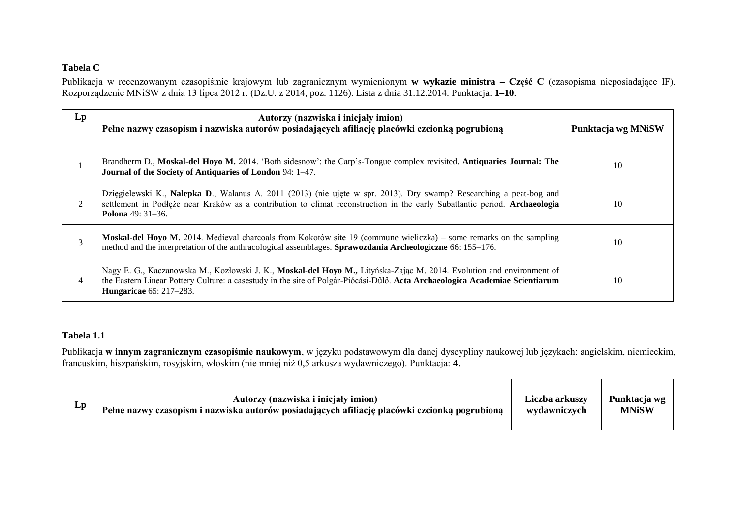**Tabela C**

Publikacja w recenzowanym czasopiśmie krajowym lub zagranicznym wymienionym **w wykazie ministra – Część C** (czasopisma nieposiadające IF). Rozporządzenie MNiSW z dnia 13 lipca 2012 r. (Dz.U. z 2014, poz. 1126). Lista z dnia 31.12.2014. Punktacja: **1–10**.

| Lp | Autorzy (nazwiska i inicjały imion)<br>Pełne nazwy czasopism i nazwiska autorów posiadających afiliację placówki czcionką pogrubioną | Punktacja wg MNiSW |
|---|---|---|
| 1 | Brandherm D., **Moskal-del Hoyo M.** 2014. 'Both sidesnow': the Carp's-Tongue complex revisited. **Antiquaries Journal: The Journal of the Society of Antiquaries of London** 94: 1–47. | 10 |
| 2 | Dzięgielewski K., **Nalepka D**., Walanus A. 2011 (2013) (nie ujęte w spr. 2013). Dry swamp? Researching a peat-bog and settlement in Podłęże near Kraków as a contribution to climat reconstruction in the early Subatlantic period. **Archaeologia Polona** 49: 31–36. | 10 |
| 3 | **Moskal-del Hoyo M.** 2014. Medieval charcoals from Kokotów site 19 (commune wieliczka) – some remarks on the sampling method and the interpretation of the anthracological assemblages. **Sprawozdania Archeologiczne** 66: 155–176. | 10 |
| 4 | Nagy E. G., Kaczanowska M., Kozłowski J. K., **Moskal-del Hoyo M.,** Lityńska-Zając M. 2014. Evolution and environment of the Eastern Linear Pottery Culture: a casestudy in the site of Polgár-Piócási-Dűlő. **Acta Archaeologica Academiae Scientiarum Hungaricae** 65: 217–283. | 10 |

**Tabela 1.1**

Publikacja **w innym zagranicznym czasopiśmie naukowym**, w języku podstawowym dla danej dyscypliny naukowej lub językach: angielskim, niemieckim, francuskim, hiszpańskim, rosyjskim, włoskim (nie mniej niż 0,5 arkusza wydawniczego). Punktacja: **4**.

| Lp | Autorzy (nazwiska i inicjały imion)<br>Pełne nazwy czasopism i nazwiska autorów posiadających afiliację placówki czcionką pogrubioną | Liczba arkuszy wydawniczych | Punktacja wg MNiSW |
|---|---|---|---|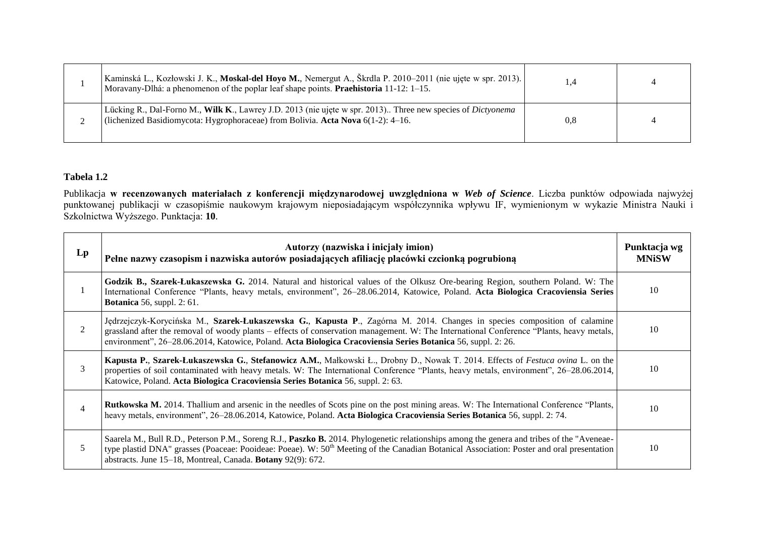| | | | |
|---|---|---|---|
| 1 | Kaminská L., Kozłowski J. K., **Moskal-del Hoyo M.**, Nemergut A., Škrdla P. 2010–2011 (nie ujęte w spr. 2013). Moravany-Dlhá: a phenomenon of the poplar leaf shape points. **Praehistoria** 11-12: 1–15. | 1,4 | 4 |
| 2 | Lücking R., Dal-Forno M., **Wilk K**., Lawrey J.D. 2013 (nie ujęte w spr. 2013).. Three new species of *Dictyonema* (lichenized Basidiomycota: Hygrophoraceae) from Bolivia. **Acta Nova** 6(1-2): 4–16. | 0,8 | 4 |

**Tabela 1.2**

Publikacja **w recenzowanych materiałach z konferencji międzynarodowej uwzględniona w *Web of Science***. Liczba punktów odpowiada najwyżej punktowanej publikacji w czasopiśmie naukowym krajowym nieposiadającym współczynnika wpływu IF, wymienionym w wykazie Ministra Nauki i Szkolnictwa Wyższego. Punktacja: **10**.

| Lp | Autorzy (nazwiska i inicjały imion)<br>Pełne nazwy czasopism i nazwiska autorów posiadających afiliację placówki czcionką pogrubioną | Punktacja wg MNiSW |
|---|---|---|
| 1 | **Godzik B., Szarek-Łukaszewska G.** 2014. Natural and historical values of the Olkusz Ore-bearing Region, southern Poland. W: The International Conference "Plants, heavy metals, environment", 26–28.06.2014, Katowice, Poland. **Acta Biologica Cracoviensia Series Botanica** 56, suppl. 2: 61. | 10 |
| 2 | Jędrzejczyk-Korycińska M., **Szarek-Łukaszewska G.**, **Kapusta P**., Zagórna M. 2014. Changes in species composition of calamine grassland after the removal of woody plants – effects of conservation management. W: The International Conference "Plants, heavy metals, environment", 26–28.06.2014, Katowice, Poland. **Acta Biologica Cracoviensia Series Botanica** 56, suppl. 2: 26. | 10 |
| 3 | **Kapusta P.**, **Szarek-Łukaszewska G.**, **Stefanowicz A.M.**, Małkowski Ł., Drobny D., Nowak T. 2014. Effects of *Festuca ovina* L. on the properties of soil contaminated with heavy metals. W: The International Conference "Plants, heavy metals, environment", 26–28.06.2014, Katowice, Poland. **Acta Biologica Cracoviensia Series Botanica** 56, suppl. 2: 63. | 10 |
| 4 | **Rutkowska M.** 2014. Thallium and arsenic in the needles of Scots pine on the post mining areas. W: The International Conference "Plants, heavy metals, environment", 26–28.06.2014, Katowice, Poland. **Acta Biologica Cracoviensia Series Botanica** 56, suppl. 2: 74. | 10 |
| 5 | Saarela M., Bull R.D., Peterson P.M., Soreng R.J., **Paszko B.** 2014. Phylogenetic relationships among the genera and tribes of the "Aveneae-type plastid DNA" grasses (Poaceae: Pooideae: Poeae). W: 50th Meeting of the Canadian Botanical Association: Poster and oral presentation abstracts. June 15–18, Montreal, Canada. **Botany** 92(9): 672. | 10 |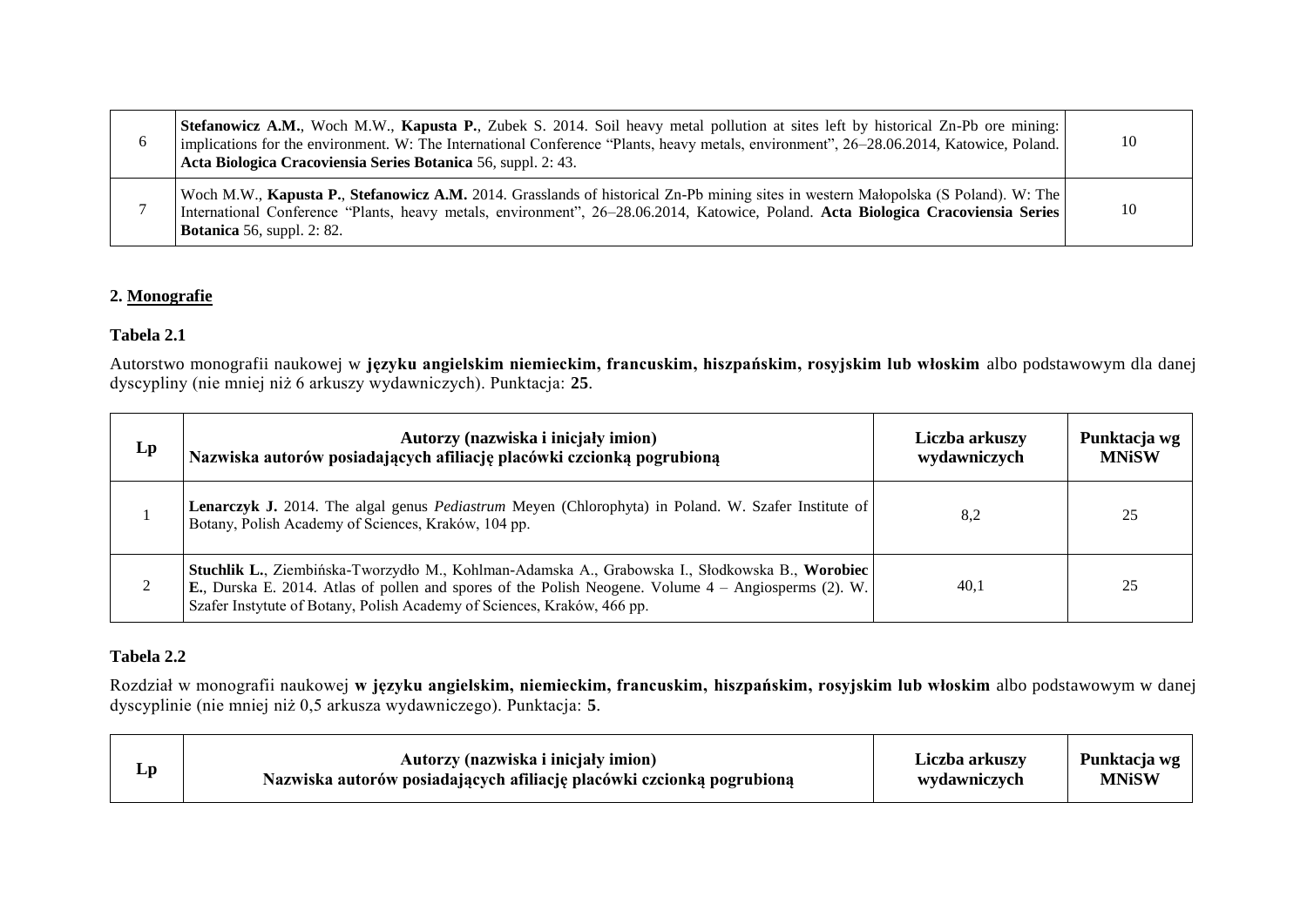| | | |
|---|---|---|
| 6 | **Stefanowicz A.M.**, Woch M.W., **Kapusta P.**, Zubek S. 2014. Soil heavy metal pollution at sites left by historical Zn-Pb ore mining: implications for the environment. W: The International Conference "Plants, heavy metals, environment", 26–28.06.2014, Katowice, Poland. **Acta Biologica Cracoviensia Series Botanica** 56, suppl. 2: 43. | 10 |
| 7 | Woch M.W., **Kapusta P.**, **Stefanowicz A.M.** 2014. Grasslands of historical Zn-Pb mining sites in western Małopolska (S Poland). W: The International Conference "Plants, heavy metals, environment", 26–28.06.2014, Katowice, Poland. **Acta Biologica Cracoviensia Series Botanica** 56, suppl. 2: 82. | 10 |

## 2. Monografie

### Tabela 2.1

Autorstwo monografii naukowej w **języku angielskim niemieckim, francuskim, hiszpańskim, rosyjskim lub włoskim** albo podstawowym dla danej dyscypliny (nie mniej niż 6 arkuszy wydawniczych). Punktacja: **25**.

| Lp | Autorzy (nazwiska i inicjały imion) Nazwiska autorów posiadających afiliację placówki czcionką pogrubioną | Liczba arkuszy wydawniczych | Punktacja wg MNiSW |
|---|---|---|---|
| 1 | **Lenarczyk J.** 2014. The algal genus *Pediastrum* Meyen (Chlorophyta) in Poland. W. Szafer Institute of Botany, Polish Academy of Sciences, Kraków, 104 pp. | 8,2 | 25 |
| 2 | **Stuchlik L.**, Ziembińska-Tworzydło M., Kohlman-Adamska A., Grabowska I., Słodkowska B., **Worobiec E.**, Durska E. 2014. Atlas of pollen and spores of the Polish Neogene. Volume 4 – Angiosperms (2). W. Szafer Instytute of Botany, Polish Academy of Sciences, Kraków, 466 pp. | 40,1 | 25 |

### Tabela 2.2

Rozdział w monografii naukowej **w języku angielskim, niemieckim, francuskim, hiszpańskim, rosyjskim lub włoskim** albo podstawowym w danej dyscyplinie (nie mniej niż 0,5 arkusza wydawniczego). Punktacja: **5**.

| Lp | Autorzy (nazwiska i inicjały imion) Nazwiska autorów posiadających afiliację placówki czcionką pogrubioną | Liczba arkuszy wydawniczych | Punktacja wg MNiSW |
|---|---|---|---|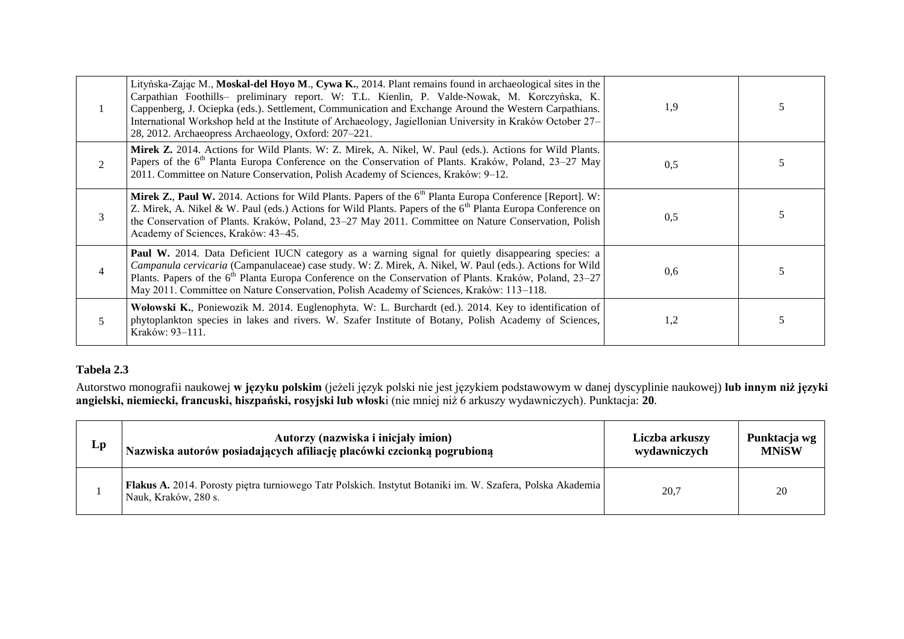| | | | |
|---|---|---|---|
| 1 | Lityńska-Zając M., **Moskal-del Hoyo M**., **Cywa K.**, 2014. Plant remains found in archaeological sites in the Carpathian Foothills– preliminary report. W: T.L. Kienlin, P. Valde-Nowak, M. Korczyńska, K. Cappenberg, J. Ociepka (eds.). Settlement, Communication and Exchange Around the Western Carpathians. International Workshop held at the Institute of Archaeology, Jagiellonian University in Kraków October 27–28, 2012. Archaeopress Archaeology, Oxford: 207–221. | 1,9 | 5 |
| 2 | **Mirek Z.** 2014. Actions for Wild Plants. W: Z. Mirek, A. Nikel, W. Paul (eds.). Actions for Wild Plants. Papers of the 6th Planta Europa Conference on the Conservation of Plants. Kraków, Poland, 23–27 May 2011. Committee on Nature Conservation, Polish Academy of Sciences, Kraków: 9–12. | 0,5 | 5 |
| 3 | **Mirek Z.**, **Paul W.** 2014. Actions for Wild Plants. Papers of the 6th Planta Europa Conference [Report]. W: Z. Mirek, A. Nikel & W. Paul (eds.) Actions for Wild Plants. Papers of the 6th Planta Europa Conference on the Conservation of Plants. Kraków, Poland, 23–27 May 2011. Committee on Nature Conservation, Polish Academy of Sciences, Kraków: 43–45. | 0,5 | 5 |
| 4 | **Paul W.** 2014. Data Deficient IUCN category as a warning signal for quietly disappearing species: a *Campanula cervicaria* (Campanulaceae) case study. W: Z. Mirek, A. Nikel, W. Paul (eds.). Actions for Wild Plants. Papers of the 6th Planta Europa Conference on the Conservation of Plants. Kraków, Poland, 23–27 May 2011. Committee on Nature Conservation, Polish Academy of Sciences, Kraków: 113–118. | 0,6 | 5 |
| 5 | **Wołowski K.**, Poniewozik M. 2014. Euglenophyta. W: L. Burchardt (ed.). 2014. Key to identification of phytoplankton species in lakes and rivers. W. Szafer Institute of Botany, Polish Academy of Sciences, Kraków: 93–111. | 1,2 | 5 |

**Tabela 2.3**

Autorstwo monografii naukowej **w języku polskim** (jeżeli język polski nie jest językiem podstawowym w danej dyscyplinie naukowej) **lub innym niż języki angielski, niemiecki, francuski, hiszpański, rosyjski lub włosk**i (nie mniej niż 6 arkuszy wydawniczych). Punktacja: **20**.

| Lp | Autorzy (nazwiska i inicjały imion) Nazwiska autorów posiadających afiliację placówki czcionką pogrubioną | Liczba arkuszy wydawniczych | Punktacja wg MNiSW |
|---|---|---|---|
| 1 | **Flakus A.** 2014. Porosty piętra turniowego Tatr Polskich. Instytut Botaniki im. W. Szafera, Polska Akademia Nauk, Kraków, 280 s. | 20,7 | 20 |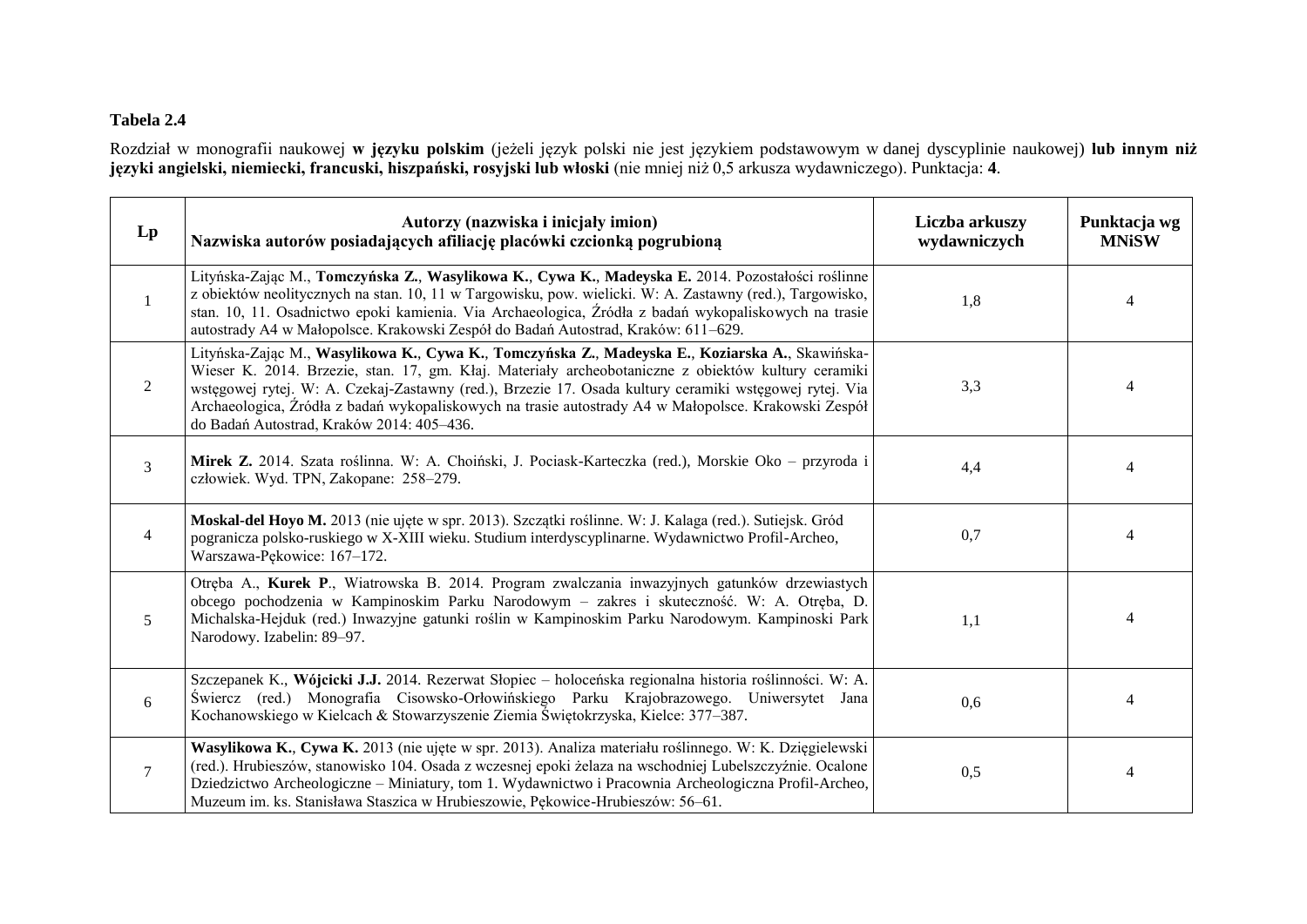**Tabela 2.4**

Rozdział w monografii naukowej **w języku polskim** (jeżeli język polski nie jest językiem podstawowym w danej dyscyplinie naukowej) **lub innym niż języki angielski, niemiecki, francuski, hiszpański, rosyjski lub włoski** (nie mniej niż 0,5 arkusza wydawniczego). Punktacja: **4**.

| Lp | Autorzy (nazwiska i inicjały imion)<br>Nazwiska autorów posiadających afiliację placówki czcionką pogrubioną | Liczba arkuszy wydawniczych | Punktacja wg MNiSW |
|---|---|---|---|
| 1 | Lityńska-Zając M., **Tomczyńska Z.**, **Wasylikowa K.**, **Cywa K.**, **Madeyska E.** 2014. Pozostałości roślinne z obiektów neolitycznych na stan. 10, 11 w Targowisku, pow. wielicki. W: A. Zastawny (red.), Targowisko, stan. 10, 11. Osadnictwo epoki kamienia. Via Archaeologica, Źródła z badań wykopaliskowych na trasie autostrady A4 w Małopolsce. Krakowski Zespół do Badań Autostrad, Kraków: 611–629. | 1,8 | 4 |
| 2 | Lityńska-Zając M., **Wasylikowa K.**, **Cywa K.**, **Tomczyńska Z.**, **Madeyska E.**, **Koziarska A.**, Skawińska-Wieser K. 2014. Brzezie, stan. 17, gm. Kłaj. Materiały archeobotaniczne z obiektów kultury ceramiki wstęgowej rytej. W: A. Czekaj-Zastawny (red.), Brzezie 17. Osada kultury ceramiki wstęgowej rytej. Via Archaeologica, Źródła z badań wykopaliskowych na trasie autostrady A4 w Małopolsce. Krakowski Zespół do Badań Autostrad, Kraków 2014: 405–436. | 3,3 | 4 |
| 3 | **Mirek Z.** 2014. Szata roślinna. W: A. Choiński, J. Pociask-Karteczka (red.), Morskie Oko – przyroda i człowiek. Wyd. TPN, Zakopane: 258–279. | 4,4 | 4 |
| 4 | **Moskal-del Hoyo M.** 2013 (nie ujęte w spr. 2013). Szczątki roślinne. W: J. Kalaga (red.). Sutiejsk. Gród pogranicza polsko-ruskiego w X-XIII wieku. Studium interdyscyplinarne. Wydawnictwo Profil-Archeo, Warszawa-Pękowice: 167–172. | 0,7 | 4 |
| 5 | Otręba A., **Kurek P**., Wiatrowska B. 2014. Program zwalczania inwazyjnych gatunków drzewiastych obcego pochodzenia w Kampinoskim Parku Narodowym – zakres i skuteczność. W: A. Otręba, D. Michalska-Hejduk (red.) Inwazyjne gatunki roślin w Kampinoskim Parku Narodowym. Kampinoski Park Narodowy. Izabelin: 89–97. | 1,1 | 4 |
| 6 | Szczepanek K., **Wójcicki J.J.** 2014. Rezerwat Słopiec – holoceńska regionalna historia roślinności. W: A. Świercz (red.) Monografia Cisowsko-Orłowińskiego Parku Krajobrazowego. Uniwersytet Jana Kochanowskiego w Kielcach & Stowarzyszenie Ziemia Świętokrzyska, Kielce: 377–387. | 0,6 | 4 |
| 7 | **Wasylikowa K.**, **Cywa K.** 2013 (nie ujęte w spr. 2013). Analiza materiału roślinnego. W: K. Dzięgielewski (red.). Hrubieszów, stanowisko 104. Osada z wczesnej epoki żelaza na wschodniej Lubelszczyźnie. Ocalone Dziedzictwo Archeologiczne – Miniatury, tom 1. Wydawnictwo i Pracownia Archeologiczna Profil-Archeo, Muzeum im. ks. Stanisława Staszica w Hrubieszowie, Pękowice-Hrubieszów: 56–61. | 0,5 | 4 |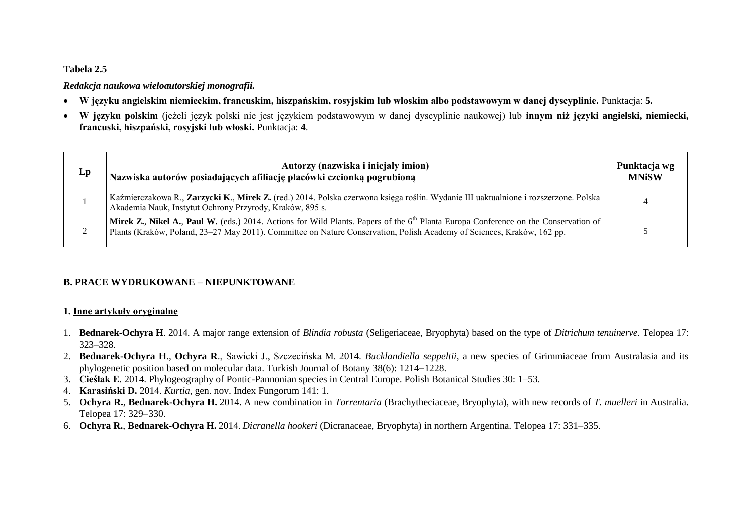**Tabela 2.5**

***Redakcja naukowa wieloautorskiej monografii.***

- **W języku angielskim niemieckim, francuskim, hiszpańskim, rosyjskim lub włoskim albo podstawowym w danej dyscyplinie.** Punktacja: **5.**
- **W języku polskim** (jeżeli język polski nie jest językiem podstawowym w danej dyscyplinie naukowej) lub **innym niż języki angielski, niemiecki, francuski, hiszpański, rosyjski lub włoski.** Punktacja: **4**.

| Lp | Autorzy (nazwiska i inicjały imion)<br>Nazwiska autorów posiadających afiliację placówki czcionką pogrubioną | Punktacja wg MNiSW |
|---|---|---|
| 1 | Kaźmierczakowa R., **Zarzycki K**., **Mirek Z.** (red.) 2014. Polska czerwona księga roślin. Wydanie III uaktualnione i rozszerzone. Polska Akademia Nauk, Instytut Ochrony Przyrody, Kraków, 895 s. | 4 |
| 2 | **Mirek Z.**, **Nikel A.**, **Paul W.** (eds.) 2014. Actions for Wild Plants. Papers of the 6th Planta Europa Conference on the Conservation of Plants (Kraków, Poland, 23–27 May 2011). Committee on Nature Conservation, Polish Academy of Sciences, Kraków, 162 pp. | 5 |

**B. PRACE WYDRUKOWANE – NIEPUNKTOWANE**

**1. <u>Inne artykuły oryginalne</u>**

1. **Bednarek-Ochyra H**. 2014. A major range extension of *Blindia robusta* (Seligeriaceae, Bryophyta) based on the type of *Ditrichum tenuinerve*. Telopea 17: 323–328.
2. **Bednarek-Ochyra H**., **Ochyra R**., Sawicki J., Szczecińska M. 2014. *Bucklandiella seppeltii*, a new species of Grimmiaceae from Australasia and its phylogenetic position based on molecular data. Turkish Journal of Botany 38(6): 1214–1228.
3. **Cieślak E**. 2014. Phylogeography of Pontic-Pannonian species in Central Europe. Polish Botanical Studies 30: 1–53.
4. **Karasiński D.** 2014. *Kurtia*, gen. nov. Index Fungorum 141: 1.
5. **Ochyra R.**, **Bednarek-Ochyra H.** 2014. A new combination in *Torrentaria* (Brachytheciaceae, Bryophyta), with new records of *T. muelleri* in Australia. Telopea 17: 329–330.
6. **Ochyra R.**, **Bednarek-Ochyra H.** 2014. *Dicranella hookeri* (Dicranaceae, Bryophyta) in northern Argentina. Telopea 17: 331–335.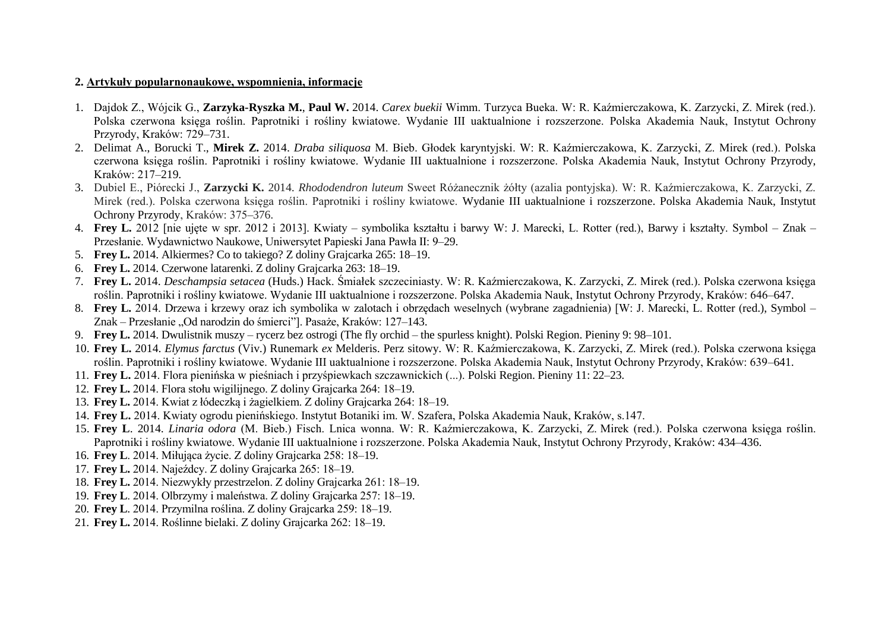## 2. Artykuły popularnonaukowe, wspomnienia, informacje

1. Dajdok Z., Wójcik G., **Zarzyka-Ryszka M.**, **Paul W.** 2014. *Carex buekii* Wimm. Turzyca Bueka. W: R. Kaźmierczakowa, K. Zarzycki, Z. Mirek (red.). Polska czerwona księga roślin. Paprotniki i rośliny kwiatowe. Wydanie III uaktualnione i rozszerzone. Polska Akademia Nauk, Instytut Ochrony Przyrody, Kraków: 729–731.
2. Delimat A., Borucki T., **Mirek Z.** 2014. *Draba siliquosa* M. Bieb. Głodek karyntyjski. W: R. Kaźmierczakowa, K. Zarzycki, Z. Mirek (red.). Polska czerwona księga roślin. Paprotniki i rośliny kwiatowe. Wydanie III uaktualnione i rozszerzone. Polska Akademia Nauk, Instytut Ochrony Przyrody, Kraków: 217–219.
3. Dubiel E., Piórecki J., **Zarzycki K.** 2014. *Rhododendron luteum* Sweet Różanecznik żółty (azalia pontyjska). W: R. Kaźmierczakowa, K. Zarzycki, Z. Mirek (red.). Polska czerwona księga roślin. Paprotniki i rośliny kwiatowe. Wydanie III uaktualnione i rozszerzone. Polska Akademia Nauk, Instytut Ochrony Przyrody, Kraków: 375–376.
4. **Frey L.** 2012 [nie ujęte w spr. 2012 i 2013]. Kwiaty – symbolika kształtu i barwy W: J. Marecki, L. Rotter (red.), Barwy i kształty. Symbol – Znak – Przesłanie. Wydawnictwo Naukowe, Uniwersytet Papieski Jana Pawła II: 9–29.
5. **Frey L.** 2014. Alkiermes? Co to takiego? Z doliny Grajcarka 265: 18–19.
6. **Frey L.** 2014. Czerwone latarenki. Z doliny Grajcarka 263: 18–19.
7. **Frey L.** 2014. *Deschampsia setacea* (Huds.) Hack. Śmiałek szczeciniasty. W: R. Kaźmierczakowa, K. Zarzycki, Z. Mirek (red.). Polska czerwona księga roślin. Paprotniki i rośliny kwiatowe. Wydanie III uaktualnione i rozszerzone. Polska Akademia Nauk, Instytut Ochrony Przyrody, Kraków: 646–647.
8. **Frey L.** 2014. Drzewa i krzewy oraz ich symbolika w zalotach i obrzędach weselnych (wybrane zagadnienia) [W: J. Marecki, L. Rotter (red.), Symbol – Znak – Przesłanie „Od narodzin do śmierci"]. Pasaże, Kraków: 127–143.
9. **Frey L.** 2014. Dwulistnik muszy – rycerz bez ostrogi (The fly orchid – the spurless knight). Polski Region. Pieniny 9: 98–101.
10. **Frey L.** 2014. *Elymus farctus* (Viv.) Runemark *ex* Melderis. Perz sitowy. W: R. Kaźmierczakowa, K. Zarzycki, Z. Mirek (red.). Polska czerwona księga roślin. Paprotniki i rośliny kwiatowe. Wydanie III uaktualnione i rozszerzone. Polska Akademia Nauk, Instytut Ochrony Przyrody, Kraków: 639–641.
11. **Frey L.** 2014. Flora pienińska w pieśniach i przyśpiewkach szczawnickich (...). Polski Region. Pieniny 11: 22–23.
12. **Frey L.** 2014. Flora stołu wigilijnego. Z doliny Grajcarka 264: 18–19.
13. **Frey L.** 2014. Kwiat z łódeczką i żagielkiem. Z doliny Grajcarka 264: 18–19.
14. **Frey L.** 2014. Kwiaty ogrodu pienińskiego. Instytut Botaniki im. W. Szafera, Polska Akademia Nauk, Kraków, s.147.
15. **Frey L**. 2014. *Linaria odora* (M. Bieb.) Fisch. Lnica wonna. W: R. Kaźmierczakowa, K. Zarzycki, Z. Mirek (red.). Polska czerwona księga roślin. Paprotniki i rośliny kwiatowe. Wydanie III uaktualnione i rozszerzone. Polska Akademia Nauk, Instytut Ochrony Przyrody, Kraków: 434–436.
16. **Frey L**. 2014. Miłująca życie. Z doliny Grajcarka 258: 18–19.
17. **Frey L.** 2014. Najeźdcy. Z doliny Grajcarka 265: 18–19.
18. **Frey L.** 2014. Niezwykły przestrzelon. Z doliny Grajcarka 261: 18–19.
19. **Frey L**. 2014. Olbrzymy i maleństwa. Z doliny Grajcarka 257: 18–19.
20. **Frey L**. 2014. Przymilna roślina. Z doliny Grajcarka 259: 18–19.
21. **Frey L.** 2014. Roślinne bielaki. Z doliny Grajcarka 262: 18–19.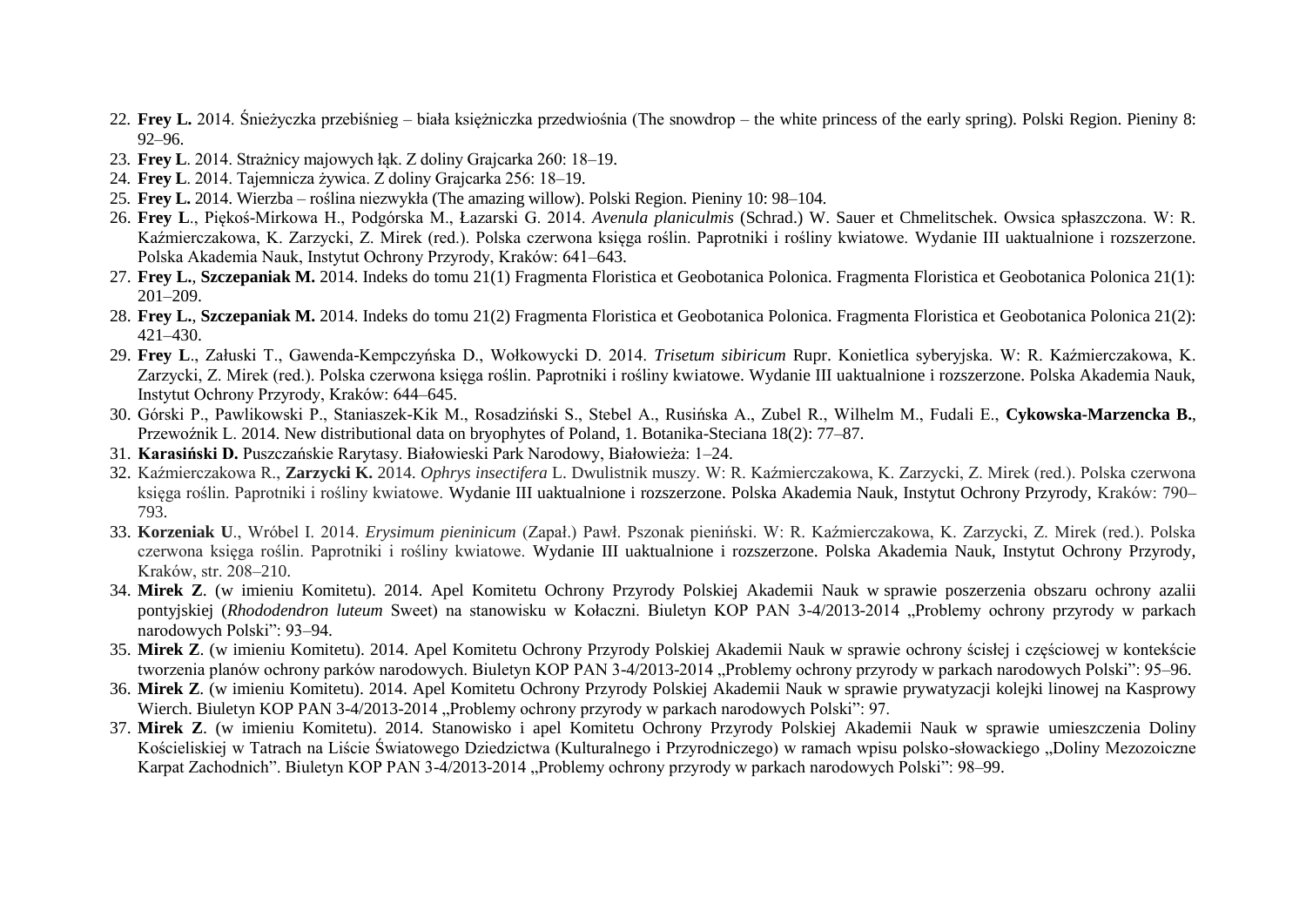22. **Frey L.** 2014. Śnieżyczka przebiśnieg – biała księżniczka przedwiośnia (The snowdrop – the white princess of the early spring). Polski Region. Pieniny 8: 92–96.
23. **Frey L**. 2014. Strażnicy majowych łąk. Z doliny Grajcarka 260: 18–19.
24. **Frey L**. 2014. Tajemnicza żywica. Z doliny Grajcarka 256: 18–19.
25. **Frey L.** 2014. Wierzba – roślina niezwykła (The amazing willow). Polski Region. Pieniny 10: 98–104.
26. **Frey L**., Piękoś-Mirkowa H., Podgórska M., Łazarski G. 2014. *Avenula planiculmis* (Schrad.) W. Sauer et Chmelitschek. Owsica spłaszczona. W: R. Kaźmierczakowa, K. Zarzycki, Z. Mirek (red.). Polska czerwona księga roślin. Paprotniki i rośliny kwiatowe. Wydanie III uaktualnione i rozszerzone. Polska Akademia Nauk, Instytut Ochrony Przyrody, Kraków: 641–643.
27. **Frey L.**, **Szczepaniak M.** 2014. Indeks do tomu 21(1) Fragmenta Floristica et Geobotanica Polonica. Fragmenta Floristica et Geobotanica Polonica 21(1): 201–209.
28. **Frey L.**, **Szczepaniak M.** 2014. Indeks do tomu 21(2) Fragmenta Floristica et Geobotanica Polonica. Fragmenta Floristica et Geobotanica Polonica 21(2): 421–430.
29. **Frey L**., Załuski T., Gawenda-Kempczyńska D., Wołkowycki D. 2014. *Trisetum sibiricum* Rupr. Konietlica syberyjska. W: R. Kaźmierczakowa, K. Zarzycki, Z. Mirek (red.). Polska czerwona księga roślin. Paprotniki i rośliny kwiatowe. Wydanie III uaktualnione i rozszerzone. Polska Akademia Nauk, Instytut Ochrony Przyrody, Kraków: 644–645.
30. Górski P., Pawlikowski P., Staniaszek-Kik M., Rosadziński S., Stebel A., Rusińska A., Zubel R., Wilhelm M., Fudali E., **Cykowska-Marzencka B.**, Przewoźnik L. 2014. New distributional data on bryophytes of Poland, 1. Botanika-Steciana 18(2): 77–87.
31. **Karasiński D.** Puszczańskie Rarytasy. Białowieski Park Narodowy, Białowieża: 1–24.
32. Kaźmierczakowa R., **Zarzycki K.** 2014. *Ophrys insectifera* L. Dwulistnik muszy. W: R. Kaźmierczakowa, K. Zarzycki, Z. Mirek (red.). Polska czerwona księga roślin. Paprotniki i rośliny kwiatowe. Wydanie III uaktualnione i rozszerzone. Polska Akademia Nauk, Instytut Ochrony Przyrody, Kraków: 790–793.
33. **Korzeniak U**., Wróbel I. 2014. *Erysimum pieninicum* (Zapał.) Pawł. Pszonak pieniński. W: R. Kaźmierczakowa, K. Zarzycki, Z. Mirek (red.). Polska czerwona księga roślin. Paprotniki i rośliny kwiatowe. Wydanie III uaktualnione i rozszerzone. Polska Akademia Nauk, Instytut Ochrony Przyrody, Kraków, str. 208–210.
34. **Mirek Z**. (w imieniu Komitetu). 2014. Apel Komitetu Ochrony Przyrody Polskiej Akademii Nauk w sprawie poszerzenia obszaru ochrony azalii pontyjskiej (*Rhododendron luteum* Sweet) na stanowisku w Kołaczni. Biuletyn KOP PAN 3-4/2013-2014 „Problemy ochrony przyrody w parkach narodowych Polski": 93–94.
35. **Mirek Z**. (w imieniu Komitetu). 2014. Apel Komitetu Ochrony Przyrody Polskiej Akademii Nauk w sprawie ochrony ścisłej i częściowej w kontekście tworzenia planów ochrony parków narodowych. Biuletyn KOP PAN 3-4/2013-2014 „Problemy ochrony przyrody w parkach narodowych Polski": 95–96.
36. **Mirek Z**. (w imieniu Komitetu). 2014. Apel Komitetu Ochrony Przyrody Polskiej Akademii Nauk w sprawie prywatyzacji kolejki linowej na Kasprowy Wierch. Biuletyn KOP PAN 3-4/2013-2014 „Problemy ochrony przyrody w parkach narodowych Polski": 97.
37. **Mirek Z**. (w imieniu Komitetu). 2014. Stanowisko i apel Komitetu Ochrony Przyrody Polskiej Akademii Nauk w sprawie umieszczenia Doliny Kościeliskiej w Tatrach na Liście Światowego Dziedzictwa (Kulturalnego i Przyrodniczego) w ramach wpisu polsko-słowackiego „Doliny Mezozoiczne Karpat Zachodnich". Biuletyn KOP PAN 3-4/2013-2014 „Problemy ochrony przyrody w parkach narodowych Polski": 98–99.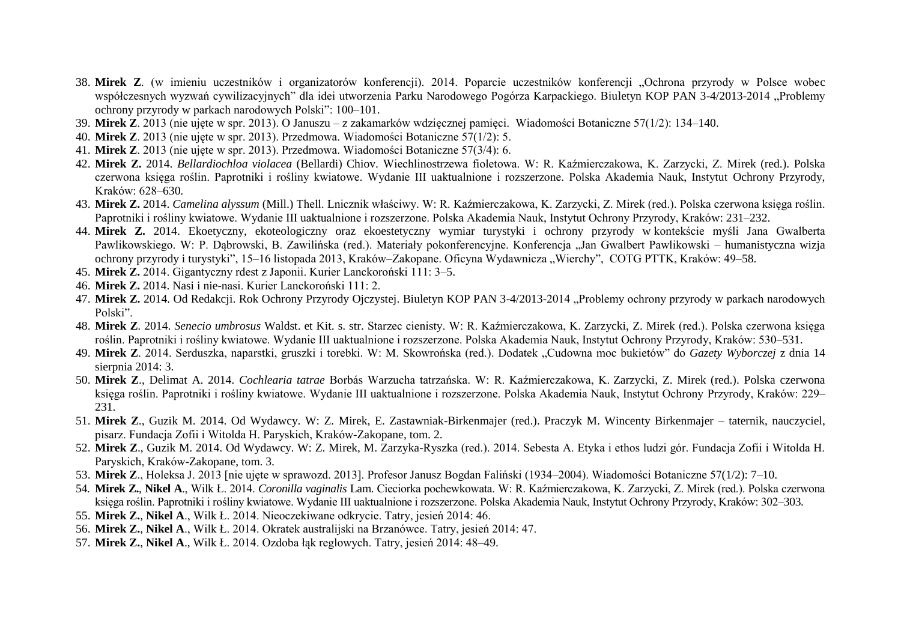38. **Mirek Z**. (w imieniu uczestników i organizatorów konferencji). 2014. Poparcie uczestników konferencji „Ochrona przyrody w Polsce wobec współczesnych wyzwań cywilizacyjnych" dla idei utworzenia Parku Narodowego Pogórza Karpackiego. Biuletyn KOP PAN 3-4/2013-2014 „Problemy ochrony przyrody w parkach narodowych Polski": 100–101.
39. **Mirek Z**. 2013 (nie ujęte w spr. 2013). O Januszu – z zakamarków wdzięcznej pamięci. Wiadomości Botaniczne 57(1/2): 134–140.
40. **Mirek Z**. 2013 (nie ujęte w spr. 2013). Przedmowa. Wiadomości Botaniczne 57(1/2): 5.
41. **Mirek Z**. 2013 (nie ujęte w spr. 2013). Przedmowa. Wiadomości Botaniczne 57(3/4): 6.
42. **Mirek Z.** 2014. *Bellardiochloa violacea* (Bellardi) Chiov. Wiechlinostrzewa fioletowa. W: R. Kaźmierczakowa, K. Zarzycki, Z. Mirek (red.). Polska czerwona księga roślin. Paprotniki i rośliny kwiatowe. Wydanie III uaktualnione i rozszerzone. Polska Akademia Nauk, Instytut Ochrony Przyrody, Kraków: 628–630.
43. **Mirek Z.** 2014. *Camelina alyssum* (Mill.) Thell. Lnicznik właściwy. W: R. Kaźmierczakowa, K. Zarzycki, Z. Mirek (red.). Polska czerwona księga roślin. Paprotniki i rośliny kwiatowe. Wydanie III uaktualnione i rozszerzone. Polska Akademia Nauk, Instytut Ochrony Przyrody, Kraków: 231–232.
44. **Mirek Z.** 2014. Ekoetyczny, ekoteologiczny oraz ekoestetyczny wymiar turystyki i ochrony przyrody w kontekście myśli Jana Gwalberta Pawlikowskiego. W: P. Dąbrowski, B. Zawilińska (red.). Materiały pokonferencyjne. Konferencja „Jan Gwalbert Pawlikowski – humanistyczna wizja ochrony przyrody i turystyki", 15–16 listopada 2013, Kraków–Zakopane. Oficyna Wydawnicza „Wierchy", COTG PTTK, Kraków: 49–58.
45. **Mirek Z.** 2014. Gigantyczny rdest z Japonii. Kurier Lanckoroński 111: 3–5.
46. **Mirek Z.** 2014. Nasi i nie-nasi. Kurier Lanckoroński 111: 2.
47. **Mirek Z.** 2014. Od Redakcji. Rok Ochrony Przyrody Ojczystej. Biuletyn KOP PAN 3-4/2013-2014 „Problemy ochrony przyrody w parkach narodowych Polski".
48. **Mirek Z**. 2014. *Senecio umbrosus* Waldst. et Kit. s. str. Starzec cienisty. W: R. Kaźmierczakowa, K. Zarzycki, Z. Mirek (red.). Polska czerwona księga roślin. Paprotniki i rośliny kwiatowe. Wydanie III uaktualnione i rozszerzone. Polska Akademia Nauk, Instytut Ochrony Przyrody, Kraków: 530–531.
49. **Mirek Z**. 2014. Serduszka, naparstki, gruszki i torebki. W: M. Skowrońska (red.). Dodatek „Cudowna moc bukietów" do *Gazety Wyborczej* z dnia 14 sierpnia 2014: 3.
50. **Mirek Z**., Delimat A. 2014. *Cochlearia tatrae* Borbás Warzucha tatrzańska. W: R. Kaźmierczakowa, K. Zarzycki, Z. Mirek (red.). Polska czerwona księga roślin. Paprotniki i rośliny kwiatowe. Wydanie III uaktualnione i rozszerzone. Polska Akademia Nauk, Instytut Ochrony Przyrody, Kraków: 229–231.
51. **Mirek Z**., Guzik M. 2014. Od Wydawcy. W: Z. Mirek, E. Zastawniak-Birkenmajer (red.). Praczyk M. Wincenty Birkenmajer – taternik, nauczyciel, pisarz. Fundacja Zofii i Witolda H. Paryskich, Kraków-Zakopane, tom. 2.
52. **Mirek Z**., Guzik M. 2014. Od Wydawcy. W: Z. Mirek, M. Zarzyka-Ryszka (red.). 2014. Sebesta A. Etyka i ethos ludzi gór. Fundacja Zofii i Witolda H. Paryskich, Kraków-Zakopane, tom. 3.
53. **Mirek Z**., Holeksa J. 2013 [nie ujęte w sprawozd. 2013]. Profesor Janusz Bogdan Faliński (1934–2004). Wiadomości Botaniczne 57(1/2): 7–10.
54. **Mirek Z.**, **Nikel A**., Wilk Ł. 2014. *Coronilla vaginalis* Lam. Cieciorka pochewkowata. W: R. Kaźmierczakowa, K. Zarzycki, Z. Mirek (red.). Polska czerwona księga roślin. Paprotniki i rośliny kwiatowe. Wydanie III uaktualnione i rozszerzone. Polska Akademia Nauk, Instytut Ochrony Przyrody, Kraków: 302–303.
55. **Mirek Z.**, **Nikel A**., Wilk Ł. 2014. Nieoczekiwane odkrycie. Tatry, jesień 2014: 46.
56. **Mirek Z.**, **Nikel A**., Wilk Ł. 2014. Okratek australijski na Brzanówce. Tatry, jesień 2014: 47.
57. **Mirek Z.**, **Nikel A**., Wilk Ł. 2014. Ozdoba łąk reglowych. Tatry, jesień 2014: 48–49.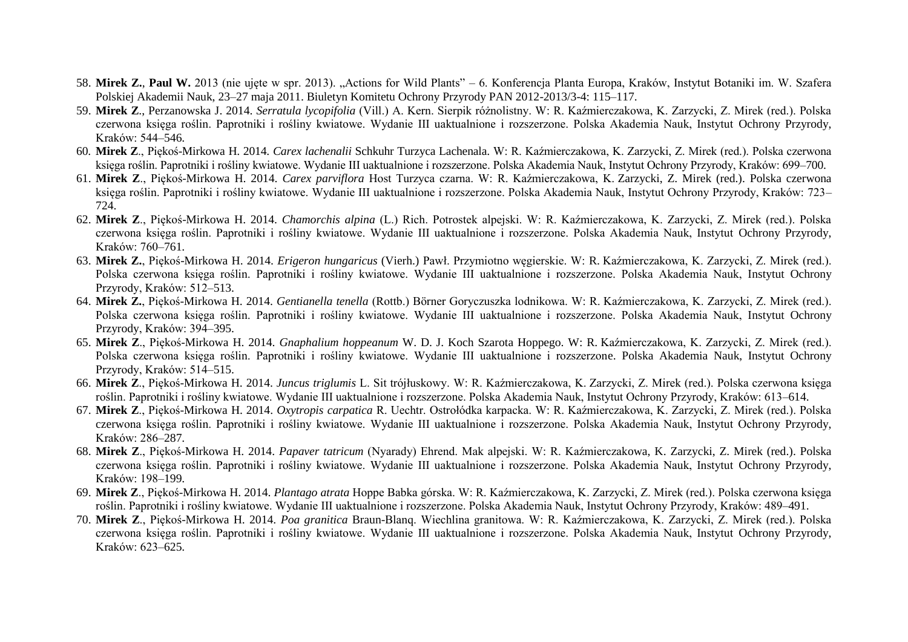58. **Mirek Z.**, **Paul W.** 2013 (nie ujęte w spr. 2013). „Actions for Wild Plants" – 6. Konferencja Planta Europa, Kraków, Instytut Botaniki im. W. Szafera Polskiej Akademii Nauk, 23–27 maja 2011. Biuletyn Komitetu Ochrony Przyrody PAN 2012-2013/3-4: 115–117.
59. **Mirek Z**., Perzanowska J. 2014. *Serratula lycopifolia* (Vill.) A. Kern. Sierpik różnolistny. W: R. Kaźmierczakowa, K. Zarzycki, Z. Mirek (red.). Polska czerwona księga roślin. Paprotniki i rośliny kwiatowe. Wydanie III uaktualnione i rozszerzone. Polska Akademia Nauk, Instytut Ochrony Przyrody, Kraków: 544–546.
60. **Mirek Z**., Piękoś-Mirkowa H. 2014. *Carex lachenalii* Schkuhr Turzyca Lachenala. W: R. Kaźmierczakowa, K. Zarzycki, Z. Mirek (red.). Polska czerwona księga roślin. Paprotniki i rośliny kwiatowe. Wydanie III uaktualnione i rozszerzone. Polska Akademia Nauk, Instytut Ochrony Przyrody, Kraków: 699–700.
61. **Mirek Z**., Piękoś-Mirkowa H. 2014. *Carex parviflora* Host Turzyca czarna. W: R. Kaźmierczakowa, K. Zarzycki, Z. Mirek (red.). Polska czerwona księga roślin. Paprotniki i rośliny kwiatowe. Wydanie III uaktualnione i rozszerzone. Polska Akademia Nauk, Instytut Ochrony Przyrody, Kraków: 723–724.
62. **Mirek Z**., Piękoś-Mirkowa H. 2014. *Chamorchis alpina* (L.) Rich. Potrostek alpejski. W: R. Kaźmierczakowa, K. Zarzycki, Z. Mirek (red.). Polska czerwona księga roślin. Paprotniki i rośliny kwiatowe. Wydanie III uaktualnione i rozszerzone. Polska Akademia Nauk, Instytut Ochrony Przyrody, Kraków: 760–761.
63. **Mirek Z.**, Piękoś-Mirkowa H. 2014. *Erigeron hungaricus* (Vierh.) Pawł. Przymiotno węgierskie. W: R. Kaźmierczakowa, K. Zarzycki, Z. Mirek (red.). Polska czerwona księga roślin. Paprotniki i rośliny kwiatowe. Wydanie III uaktualnione i rozszerzone. Polska Akademia Nauk, Instytut Ochrony Przyrody, Kraków: 512–513.
64. **Mirek Z.**, Piękoś-Mirkowa H. 2014. *Gentianella tenella* (Rottb.) Börner Goryczuszka lodnikowa. W: R. Kaźmierczakowa, K. Zarzycki, Z. Mirek (red.). Polska czerwona księga roślin. Paprotniki i rośliny kwiatowe. Wydanie III uaktualnione i rozszerzone. Polska Akademia Nauk, Instytut Ochrony Przyrody, Kraków: 394–395.
65. **Mirek Z**., Piękoś-Mirkowa H. 2014. *Gnaphalium hoppeanum* W. D. J. Koch Szarota Hoppego. W: R. Kaźmierczakowa, K. Zarzycki, Z. Mirek (red.). Polska czerwona księga roślin. Paprotniki i rośliny kwiatowe. Wydanie III uaktualnione i rozszerzone. Polska Akademia Nauk, Instytut Ochrony Przyrody, Kraków: 514–515.
66. **Mirek Z**., Piękoś-Mirkowa H. 2014. *Juncus triglumis* L. Sit trójłuskowy. W: R. Kaźmierczakowa, K. Zarzycki, Z. Mirek (red.). Polska czerwona księga roślin. Paprotniki i rośliny kwiatowe. Wydanie III uaktualnione i rozszerzone. Polska Akademia Nauk, Instytut Ochrony Przyrody, Kraków: 613–614.
67. **Mirek Z**., Piękoś-Mirkowa H. 2014. *Oxytropis carpatica* R. Uechtr. Ostrołódka karpacka. W: R. Kaźmierczakowa, K. Zarzycki, Z. Mirek (red.). Polska czerwona księga roślin. Paprotniki i rośliny kwiatowe. Wydanie III uaktualnione i rozszerzone. Polska Akademia Nauk, Instytut Ochrony Przyrody, Kraków: 286–287.
68. **Mirek Z**., Piękoś-Mirkowa H. 2014. *Papaver tatricum* (Nyarady) Ehrend. Mak alpejski. W: R. Kaźmierczakowa, K. Zarzycki, Z. Mirek (red.). Polska czerwona księga roślin. Paprotniki i rośliny kwiatowe. Wydanie III uaktualnione i rozszerzone. Polska Akademia Nauk, Instytut Ochrony Przyrody, Kraków: 198–199.
69. **Mirek Z**., Piękoś-Mirkowa H. 2014. *Plantago atrata* Hoppe Babka górska. W: R. Kaźmierczakowa, K. Zarzycki, Z. Mirek (red.). Polska czerwona księga roślin. Paprotniki i rośliny kwiatowe. Wydanie III uaktualnione i rozszerzone. Polska Akademia Nauk, Instytut Ochrony Przyrody, Kraków: 489–491.
70. **Mirek Z**., Piękoś-Mirkowa H. 2014. *Poa granitica* Braun-Blanq. Wiechlina granitowa. W: R. Kaźmierczakowa, K. Zarzycki, Z. Mirek (red.). Polska czerwona księga roślin. Paprotniki i rośliny kwiatowe. Wydanie III uaktualnione i rozszerzone. Polska Akademia Nauk, Instytut Ochrony Przyrody, Kraków: 623–625.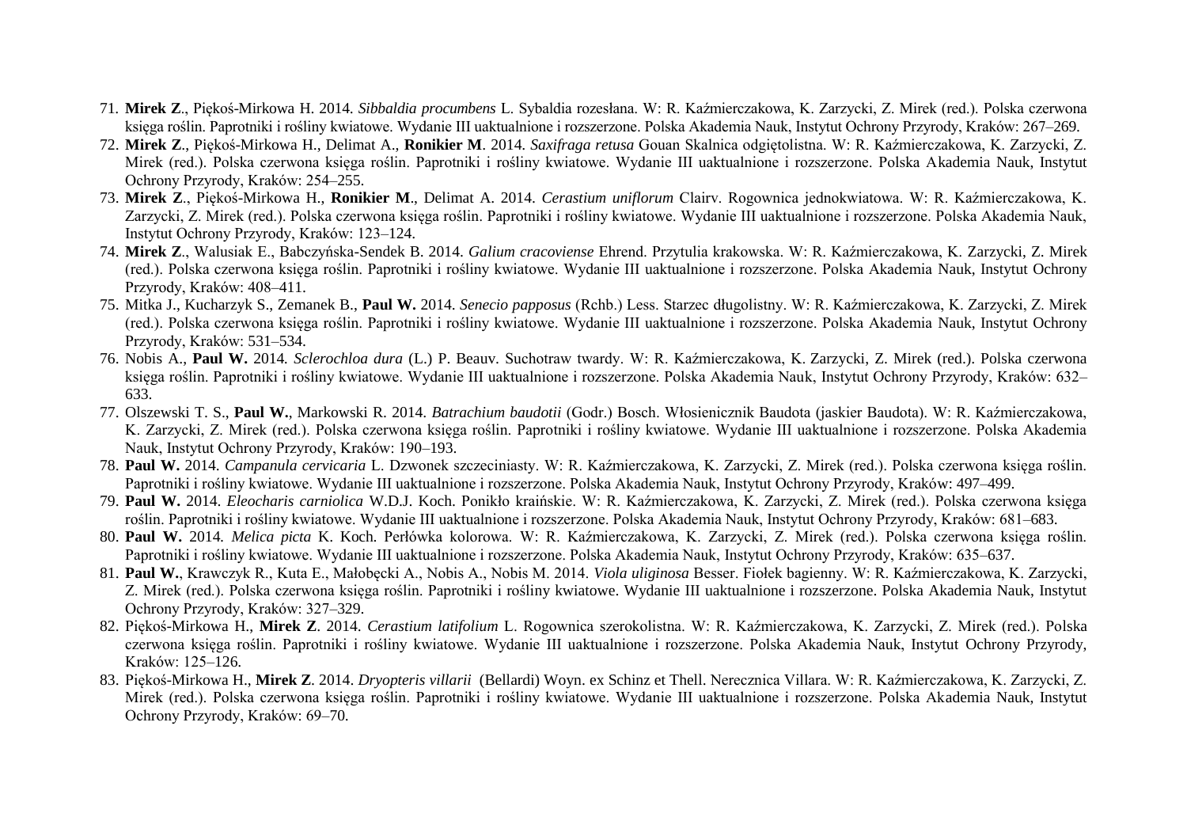71. **Mirek Z**., Piękoś-Mirkowa H. 2014. *Sibbaldia procumbens* L. Sybaldia rozesłana. W: R. Kaźmierczakowa, K. Zarzycki, Z. Mirek (red.). Polska czerwona księga roślin. Paprotniki i rośliny kwiatowe. Wydanie III uaktualnione i rozszerzone. Polska Akademia Nauk, Instytut Ochrony Przyrody, Kraków: 267–269.
72. **Mirek Z**., Piękoś-Mirkowa H., Delimat A., **Ronikier M**. 2014. *Saxifraga retusa* Gouan Skalnica odgiętolistna. W: R. Kaźmierczakowa, K. Zarzycki, Z. Mirek (red.). Polska czerwona księga roślin. Paprotniki i rośliny kwiatowe. Wydanie III uaktualnione i rozszerzone. Polska Akademia Nauk, Instytut Ochrony Przyrody, Kraków: 254–255.
73. **Mirek Z**., Piękoś-Mirkowa H., **Ronikier M**., Delimat A. 2014. *Cerastium uniflorum* Clairv. Rogownica jednokwiatowa. W: R. Kaźmierczakowa, K. Zarzycki, Z. Mirek (red.). Polska czerwona księga roślin. Paprotniki i rośliny kwiatowe. Wydanie III uaktualnione i rozszerzone. Polska Akademia Nauk, Instytut Ochrony Przyrody, Kraków: 123–124.
74. **Mirek Z**., Walusiak E., Babczyńska-Sendek B. 2014. *Galium cracoviense* Ehrend. Przytulia krakowska. W: R. Kaźmierczakowa, K. Zarzycki, Z. Mirek (red.). Polska czerwona księga roślin. Paprotniki i rośliny kwiatowe. Wydanie III uaktualnione i rozszerzone. Polska Akademia Nauk, Instytut Ochrony Przyrody, Kraków: 408–411.
75. Mitka J., Kucharzyk S., Zemanek B., **Paul W.** 2014. *Senecio papposus* (Rchb.) Less. Starzec długolistny. W: R. Kaźmierczakowa, K. Zarzycki, Z. Mirek (red.). Polska czerwona księga roślin. Paprotniki i rośliny kwiatowe. Wydanie III uaktualnione i rozszerzone. Polska Akademia Nauk, Instytut Ochrony Przyrody, Kraków: 531–534.
76. Nobis A., **Paul W.** 2014. *Sclerochloa dura* (L.) P. Beauv. Suchotraw twardy. W: R. Kaźmierczakowa, K. Zarzycki, Z. Mirek (red.). Polska czerwona księga roślin. Paprotniki i rośliny kwiatowe. Wydanie III uaktualnione i rozszerzone. Polska Akademia Nauk, Instytut Ochrony Przyrody, Kraków: 632–633.
77. Olszewski T. S., **Paul W.**, Markowski R. 2014. *Batrachium baudotii* (Godr.) Bosch. Włosienicznik Baudota (jaskier Baudota). W: R. Kaźmierczakowa, K. Zarzycki, Z. Mirek (red.). Polska czerwona księga roślin. Paprotniki i rośliny kwiatowe. Wydanie III uaktualnione i rozszerzone. Polska Akademia Nauk, Instytut Ochrony Przyrody, Kraków: 190–193.
78. **Paul W.** 2014. *Campanula cervicaria* L. Dzwonek szczeciniasty. W: R. Kaźmierczakowa, K. Zarzycki, Z. Mirek (red.). Polska czerwona księga roślin. Paprotniki i rośliny kwiatowe. Wydanie III uaktualnione i rozszerzone. Polska Akademia Nauk, Instytut Ochrony Przyrody, Kraków: 497–499.
79. **Paul W.** 2014. *Eleocharis carniolica* W.D.J. Koch. Ponikło kraińskie. W: R. Kaźmierczakowa, K. Zarzycki, Z. Mirek (red.). Polska czerwona księga roślin. Paprotniki i rośliny kwiatowe. Wydanie III uaktualnione i rozszerzone. Polska Akademia Nauk, Instytut Ochrony Przyrody, Kraków: 681–683.
80. **Paul W.** 2014. *Melica picta* K. Koch. Perłówka kolorowa. W: R. Kaźmierczakowa, K. Zarzycki, Z. Mirek (red.). Polska czerwona księga roślin. Paprotniki i rośliny kwiatowe. Wydanie III uaktualnione i rozszerzone. Polska Akademia Nauk, Instytut Ochrony Przyrody, Kraków: 635–637.
81. **Paul W.**, Krawczyk R., Kuta E., Małobęcki A., Nobis A., Nobis M. 2014. *Viola uliginosa* Besser. Fiołek bagienny. W: R. Kaźmierczakowa, K. Zarzycki, Z. Mirek (red.). Polska czerwona księga roślin. Paprotniki i rośliny kwiatowe. Wydanie III uaktualnione i rozszerzone. Polska Akademia Nauk, Instytut Ochrony Przyrody, Kraków: 327–329.
82. Piękoś-Mirkowa H., **Mirek Z**. 2014. *Cerastium latifolium* L. Rogownica szerokolistna. W: R. Kaźmierczakowa, K. Zarzycki, Z. Mirek (red.). Polska czerwona księga roślin. Paprotniki i rośliny kwiatowe. Wydanie III uaktualnione i rozszerzone. Polska Akademia Nauk, Instytut Ochrony Przyrody, Kraków: 125–126.
83. Piękoś-Mirkowa H., **Mirek Z**. 2014. *Dryopteris villarii* (Bellardi) Woyn. ex Schinz et Thell. Nerecznica Villara. W: R. Kaźmierczakowa, K. Zarzycki, Z. Mirek (red.). Polska czerwona księga roślin. Paprotniki i rośliny kwiatowe. Wydanie III uaktualnione i rozszerzone. Polska Akademia Nauk, Instytut Ochrony Przyrody, Kraków: 69–70.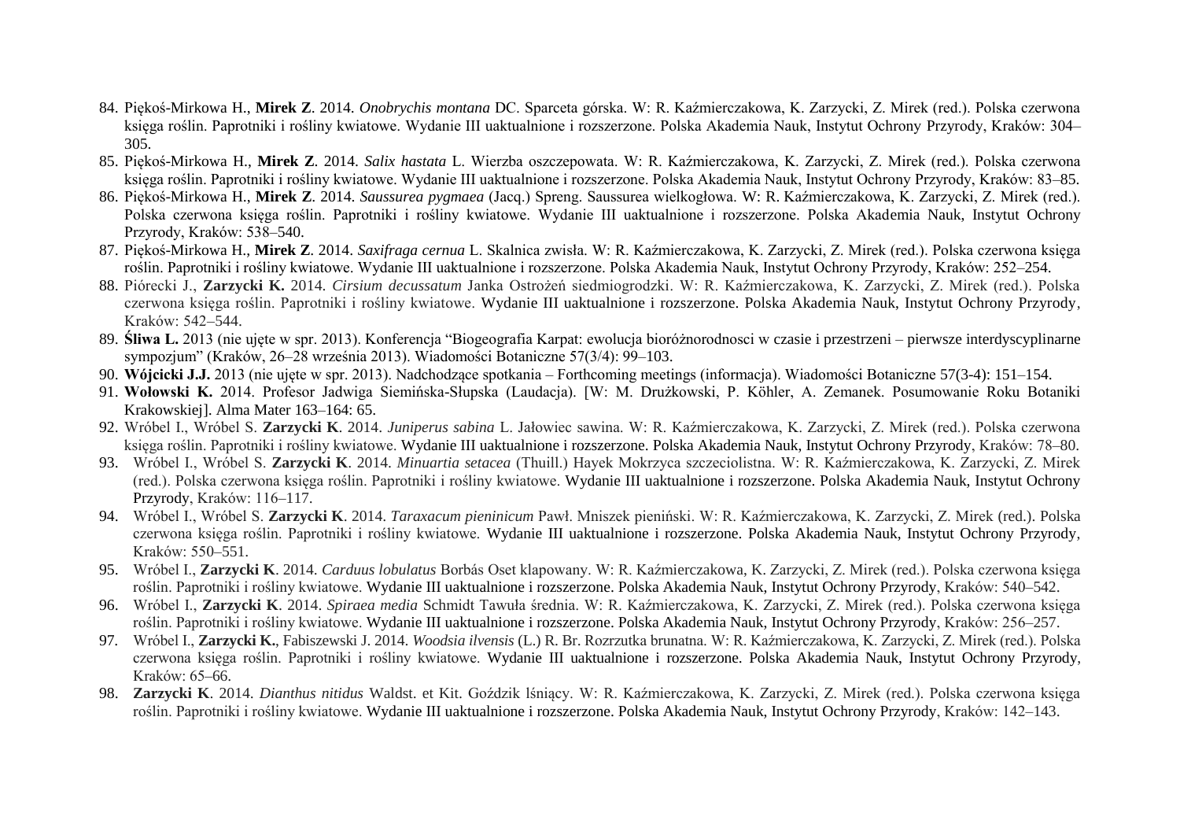84. Pękoś-Mirkowa H., **Mirek Z**. 2014. *Onobrychis montana* DC. Sparceta górska. W: R. Kaźmierczakowa, K. Zarzycki, Z. Mirek (red.). Polska czerwona księga roślin. Paprotniki i rośliny kwiatowe. Wydanie III uaktualnione i rozszerzone. Polska Akademia Nauk, Instytut Ochrony Przyrody, Kraków: 304–305.
85. Pękoś-Mirkowa H., **Mirek Z**. 2014. *Salix hastata* L. Wierzba oszczepowata. W: R. Kaźmierczakowa, K. Zarzycki, Z. Mirek (red.). Polska czerwona księga roślin. Paprotniki i rośliny kwiatowe. Wydanie III uaktualnione i rozszerzone. Polska Akademia Nauk, Instytut Ochrony Przyrody, Kraków: 83–85.
86. Pękoś-Mirkowa H., **Mirek Z**. 2014. *Saussurea pygmaea* (Jacq.) Spreng. Saussurea wielkogłowa. W: R. Kaźmierczakowa, K. Zarzycki, Z. Mirek (red.). Polska czerwona księga roślin. Paprotniki i rośliny kwiatowe. Wydanie III uaktualnione i rozszerzone. Polska Akademia Nauk, Instytut Ochrony Przyrody, Kraków: 538–540.
87. Pękoś-Mirkowa H., **Mirek Z**. 2014. *Saxifraga cernua* L. Skalnica zwisła. W: R. Kaźmierczakowa, K. Zarzycki, Z. Mirek (red.). Polska czerwona księga roślin. Paprotniki i rośliny kwiatowe. Wydanie III uaktualnione i rozszerzone. Polska Akademia Nauk, Instytut Ochrony Przyrody, Kraków: 252–254.
88. Piórecki J., **Zarzycki K.** 2014. *Cirsium decussatum* Janka Ostrożeń siedmiogrodzki. W: R. Kaźmierczakowa, K. Zarzycki, Z. Mirek (red.). Polska czerwona księga roślin. Paprotniki i rośliny kwiatowe. Wydanie III uaktualnione i rozszerzone. Polska Akademia Nauk, Instytut Ochrony Przyrody, Kraków: 542–544.
89. **Śliwa L.** 2013 (nie ujęte w spr. 2013). Konferencja "Biogeografia Karpat: ewolucja bioróżnorodnosci w czasie i przestrzeni – pierwsze interdyscyplinarne sympozjum" (Kraków, 26–28 września 2013). Wiadomości Botaniczne 57(3/4): 99–103.
90. **Wójcicki J.J.** 2013 (nie ujęte w spr. 2013). Nadchodzące spotkania – Forthcoming meetings (informacja). Wiadomości Botaniczne 57(3-4): 151–154.
91. **Wołowski K.** 2014. Profesor Jadwiga Siemińska-Słupska (Laudacja). [W: M. Drużkowski, P. Köhler, A. Zemanek. Posumowanie Roku Botaniki Krakowskiej]. Alma Mater 163–164: 65.
92. Wróbel I., Wróbel S. **Zarzycki K**. 2014. *Juniperus sabina* L. Jałowiec sawina. W: R. Kaźmierczakowa, K. Zarzycki, Z. Mirek (red.). Polska czerwona księga roślin. Paprotniki i rośliny kwiatowe. Wydanie III uaktualnione i rozszerzone. Polska Akademia Nauk, Instytut Ochrony Przyrody, Kraków: 78–80.
93. Wróbel I., Wróbel S. **Zarzycki K**. 2014. *Minuartia setacea* (Thuill.) Hayek Mokrzyca szczeciolistna. W: R. Kaźmierczakowa, K. Zarzycki, Z. Mirek (red.). Polska czerwona księga roślin. Paprotniki i rośliny kwiatowe. Wydanie III uaktualnione i rozszerzone. Polska Akademia Nauk, Instytut Ochrony Przyrody, Kraków: 116–117.
94. Wróbel I., Wróbel S. **Zarzycki K**. 2014. *Taraxacum pieninicum* Pawł. Mniszek pieniński. W: R. Kaźmierczakowa, K. Zarzycki, Z. Mirek (red.). Polska czerwona księga roślin. Paprotniki i rośliny kwiatowe. Wydanie III uaktualnione i rozszerzone. Polska Akademia Nauk, Instytut Ochrony Przyrody, Kraków: 550–551.
95. Wróbel I., **Zarzycki K**. 2014. *Carduus lobulatus* Borbás Oset klapowany. W: R. Kaźmierczakowa, K. Zarzycki, Z. Mirek (red.). Polska czerwona księga roślin. Paprotniki i rośliny kwiatowe. Wydanie III uaktualnione i rozszerzone. Polska Akademia Nauk, Instytut Ochrony Przyrody, Kraków: 540–542.
96. Wróbel I., **Zarzycki K**. 2014. *Spiraea media* Schmidt Tawuła średnia. W: R. Kaźmierczakowa, K. Zarzycki, Z. Mirek (red.). Polska czerwona księga roślin. Paprotniki i rośliny kwiatowe. Wydanie III uaktualnione i rozszerzone. Polska Akademia Nauk, Instytut Ochrony Przyrody, Kraków: 256–257.
97. Wróbel I., **Zarzycki K.**, Fabiszewski J. 2014. *Woodsia ilvensis* (L.) R. Br. Rozrzutka brunatna. W: R. Kaźmierczakowa, K. Zarzycki, Z. Mirek (red.). Polska czerwona księga roślin. Paprotniki i rośliny kwiatowe. Wydanie III uaktualnione i rozszerzone. Polska Akademia Nauk, Instytut Ochrony Przyrody, Kraków: 65–66.
98. **Zarzycki K**. 2014. *Dianthus nitidus* Waldst. et Kit. Goździk lśniący. W: R. Kaźmierczakowa, K. Zarzycki, Z. Mirek (red.). Polska czerwona księga roślin. Paprotniki i rośliny kwiatowe. Wydanie III uaktualnione i rozszerzone. Polska Akademia Nauk, Instytut Ochrony Przyrody, Kraków: 142–143.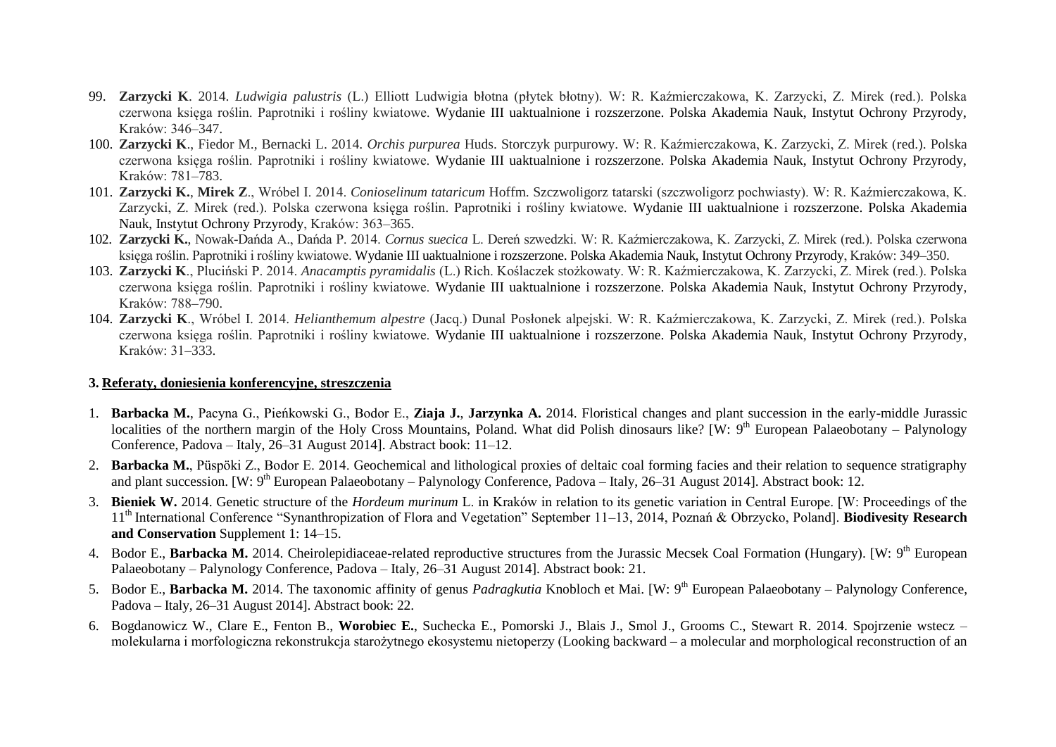99. **Zarzycki K**. 2014. *Ludwigia palustris* (L.) Elliott Ludwigia błotna (płytek błotny). W: R. Kaźmierczakowa, K. Zarzycki, Z. Mirek (red.). Polska czerwona księga roślin. Paprotniki i rośliny kwiatowe. Wydanie III uaktualnione i rozszerzone. Polska Akademia Nauk, Instytut Ochrony Przyrody, Kraków: 346–347.
100. **Zarzycki K**., Fiedor M., Bernacki L. 2014. *Orchis purpurea* Huds. Storczyk purpurowy. W: R. Kaźmierczakowa, K. Zarzycki, Z. Mirek (red.). Polska czerwona księga roślin. Paprotniki i rośliny kwiatowe. Wydanie III uaktualnione i rozszerzone. Polska Akademia Nauk, Instytut Ochrony Przyrody, Kraków: 781–783.
101. **Zarzycki K.**, **Mirek Z**., Wróbel I. 2014. *Conioselinum tataricum* Hoffm. Szczwoligorz tatarski (szczwoligorz pochwiasty). W: R. Kaźmierczakowa, K. Zarzycki, Z. Mirek (red.). Polska czerwona księga roślin. Paprotniki i rośliny kwiatowe. Wydanie III uaktualnione i rozszerzone. Polska Akademia Nauk, Instytut Ochrony Przyrody, Kraków: 363–365.
102. **Zarzycki K.**, Nowak-Dańda A., Dańda P. 2014. *Cornus suecica* L. Dereń szwedzki. W: R. Kaźmierczakowa, K. Zarzycki, Z. Mirek (red.). Polska czerwona księga roślin. Paprotniki i rośliny kwiatowe. Wydanie III uaktualnione i rozszerzone. Polska Akademia Nauk, Instytut Ochrony Przyrody, Kraków: 349–350.
103. **Zarzycki K**., Pluciński P. 2014. *Anacamptis pyramidalis* (L.) Rich. Koślaczek stożkowaty. W: R. Kaźmierczakowa, K. Zarzycki, Z. Mirek (red.). Polska czerwona księga roślin. Paprotniki i rośliny kwiatowe. Wydanie III uaktualnione i rozszerzone. Polska Akademia Nauk, Instytut Ochrony Przyrody, Kraków: 788–790.
104. **Zarzycki K**., Wróbel I. 2014. *Helianthemum alpestre* (Jacq.) Dunal Posłonek alpejski. W: R. Kaźmierczakowa, K. Zarzycki, Z. Mirek (red.). Polska czerwona księga roślin. Paprotniki i rośliny kwiatowe. Wydanie III uaktualnione i rozszerzone. Polska Akademia Nauk, Instytut Ochrony Przyrody, Kraków: 31–333.

### 3. Referaty, doniesienia konferencyjne, streszczenia

1. **Barbacka M.**, Pacyna G., Pieńkowski G., Bodor E., **Ziaja J.**, **Jarzynka A.** 2014. Floristical changes and plant succession in the early-middle Jurassic localities of the northern margin of the Holy Cross Mountains, Poland. What did Polish dinosaurs like? [W: 9th European Palaeobotany – Palynology Conference, Padova – Italy, 26–31 August 2014]. Abstract book: 11–12.
2. **Barbacka M.**, Püspöki Z., Bodor E. 2014. Geochemical and lithological proxies of deltaic coal forming facies and their relation to sequence stratigraphy and plant succession. [W: 9th European Palaeobotany – Palynology Conference, Padova – Italy, 26–31 August 2014]. Abstract book: 12.
3. **Bieniek W.** 2014. Genetic structure of the *Hordeum murinum* L. in Kraków in relation to its genetic variation in Central Europe. [W: Proceedings of the 11th International Conference "Synanthropization of Flora and Vegetation" September 11–13, 2014, Poznań & Obrzycko, Poland]. **Biodivesity Research and Conservation** Supplement 1: 14–15.
4. Bodor E., **Barbacka M.** 2014. Cheirolepidiaceae-related reproductive structures from the Jurassic Mecsek Coal Formation (Hungary). [W: 9th European Palaeobotany – Palynology Conference, Padova – Italy, 26–31 August 2014]. Abstract book: 21.
5. Bodor E., **Barbacka M.** 2014. The taxonomic affinity of genus *Padragkutia* Knobloch et Mai. [W: 9th European Palaeobotany – Palynology Conference, Padova – Italy, 26–31 August 2014]. Abstract book: 22.
6. Bogdanowicz W., Clare E., Fenton B., **Worobiec E.**, Suchecka E., Pomorski J., Blais J., Smol J., Grooms C., Stewart R. 2014. Spojrzenie wstecz – molekularna i morfologiczna rekonstrukcja starożytnego ekosystemu nietoperzy (Looking backward – a molecular and morphological reconstruction of an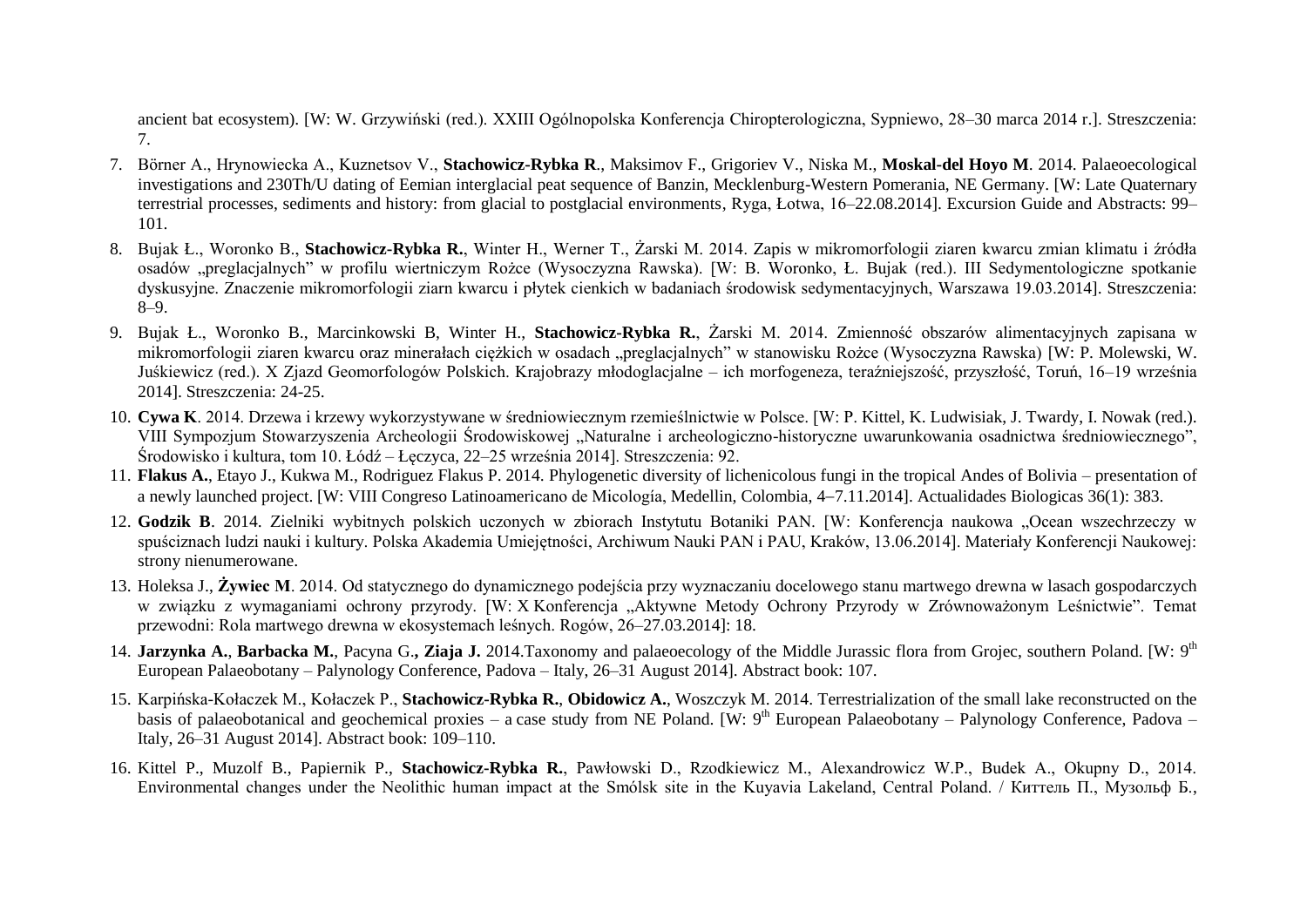ancient bat ecosystem). [W: W. Grzywiński (red.). XXIII Ogólnopolska Konferencja Chiropterologiczna, Sypniewo, 28–30 marca 2014 r.]. Streszczenia: 7.

7. Börner A., Hrynowiecka A., Kuznetsov V., **Stachowicz-Rybka R**., Maksimov F., Grigoriev V., Niska M., **Moskal-del Hoyo M**. 2014. Palaeoecological investigations and 230Th/U dating of Eemian interglacial peat sequence of Banzin, Mecklenburg-Western Pomerania, NE Germany. [W: Late Quaternary terrestrial processes, sediments and history: from glacial to postglacial environments, Ryga, Łotwa, 16–22.08.2014]. Excursion Guide and Abstracts: 99–101.

8. Bujak Ł., Woronko B., **Stachowicz-Rybka R.**, Winter H., Werner T., Żarski M. 2014. Zapis w mikromorfologii ziaren kwarcu zmian klimatu i źródła osadów „preglacjalnych" w profilu wiertniczym Rożce (Wysoczyzna Rawska). [W: B. Woronko, Ł. Bujak (red.). III Sedymentologiczne spotkanie dyskusyjne. Znaczenie mikromorfologii ziarn kwarcu i płytek cienkich w badaniach środowisk sedymentacyjnych, Warszawa 19.03.2014]. Streszczenia: 8–9.

9. Bujak Ł., Woronko B., Marcinkowski B, Winter H., **Stachowicz-Rybka R.**, Żarski M. 2014. Zmienność obszarów alimentacyjnych zapisana w mikromorfologii ziaren kwarcu oraz minerałach ciężkich w osadach „preglacjalnych" w stanowisku Rożce (Wysoczyzna Rawska) [W: P. Molewski, W. Juśkiewicz (red.). X Zjazd Geomorfologów Polskich. Krajobrazy młodoglacjalne – ich morfogeneza, teraźniejszość, przyszłość, Toruń, 16–19 września 2014]. Streszczenia: 24-25.

10. **Cywa K**. 2014. Drzewa i krzewy wykorzystywane w średniowiecznym rzemieślnictwie w Polsce. [W: P. Kittel, K. Ludwisiak, J. Twardy, I. Nowak (red.). VIII Sympozjum Stowarzyszenia Archeologii Środowiskowej „Naturalne i archeologiczno-historyczne uwarunkowania osadnictwa średniowiecznego", Środowisko i kultura, tom 10. Łódź – Łęczyca, 22–25 września 2014]. Streszczenia: 92.

11. **Flakus A.**, Etayo J., Kukwa M., Rodriguez Flakus P. 2014. Phylogenetic diversity of lichenicolous fungi in the tropical Andes of Bolivia – presentation of a newly launched project. [W: VIII Congreso Latinoamericano de Micología, Medellin, Colombia, 4–7.11.2014]. Actualidades Biologicas 36(1): 383.

12. **Godzik B**. 2014. Zielniki wybitnych polskich uczonych w zbiorach Instytutu Botaniki PAN. [W: Konferencja naukowa „Ocean wszechrzeczy w spuściznach ludzi nauki i kultury. Polska Akademia Umiejętności, Archiwum Nauki PAN i PAU, Kraków, 13.06.2014]. Materiały Konferencji Naukowej: strony nienumerowane.

13. Holeksa J., **Żywiec M**. 2014. Od statycznego do dynamicznego podejścia przy wyznaczaniu docelowego stanu martwego drewna w lasach gospodarczych w związku z wymaganiami ochrony przyrody. [W: X Konferencja „Aktywne Metody Ochrony Przyrody w Zrównoważonym Leśnictwie". Temat przewodni: Rola martwego drewna w ekosystemach leśnych. Rogów, 26–27.03.2014]: 18.

14. **Jarzynka A.**, **Barbacka M.**, Pacyna G.**, Ziaja J.** 2014.Taxonomy and palaeoecology of the Middle Jurassic flora from Grojec, southern Poland. [W: 9th European Palaeobotany – Palynology Conference, Padova – Italy, 26–31 August 2014]. Abstract book: 107.

15. Karpińska-Kołaczek M., Kołaczek P., **Stachowicz-Rybka R.**, **Obidowicz A.**, Woszczyk M. 2014. Terrestrialization of the small lake reconstructed on the basis of palaeobotanical and geochemical proxies – a case study from NE Poland. [W: 9th European Palaeobotany – Palynology Conference, Padova – Italy, 26–31 August 2014]. Abstract book: 109–110.

16. Kittel P., Muzolf B., Papiernik P., **Stachowicz-Rybka R.**, Pawłowski D., Rzodkiewicz M., Alexandrowicz W.P., Budek A., Okupny D., 2014. Environmental changes under the Neolithic human impact at the Smólsk site in the Kuyavia Lakeland, Central Poland. / Киттель П., Музольф Б.,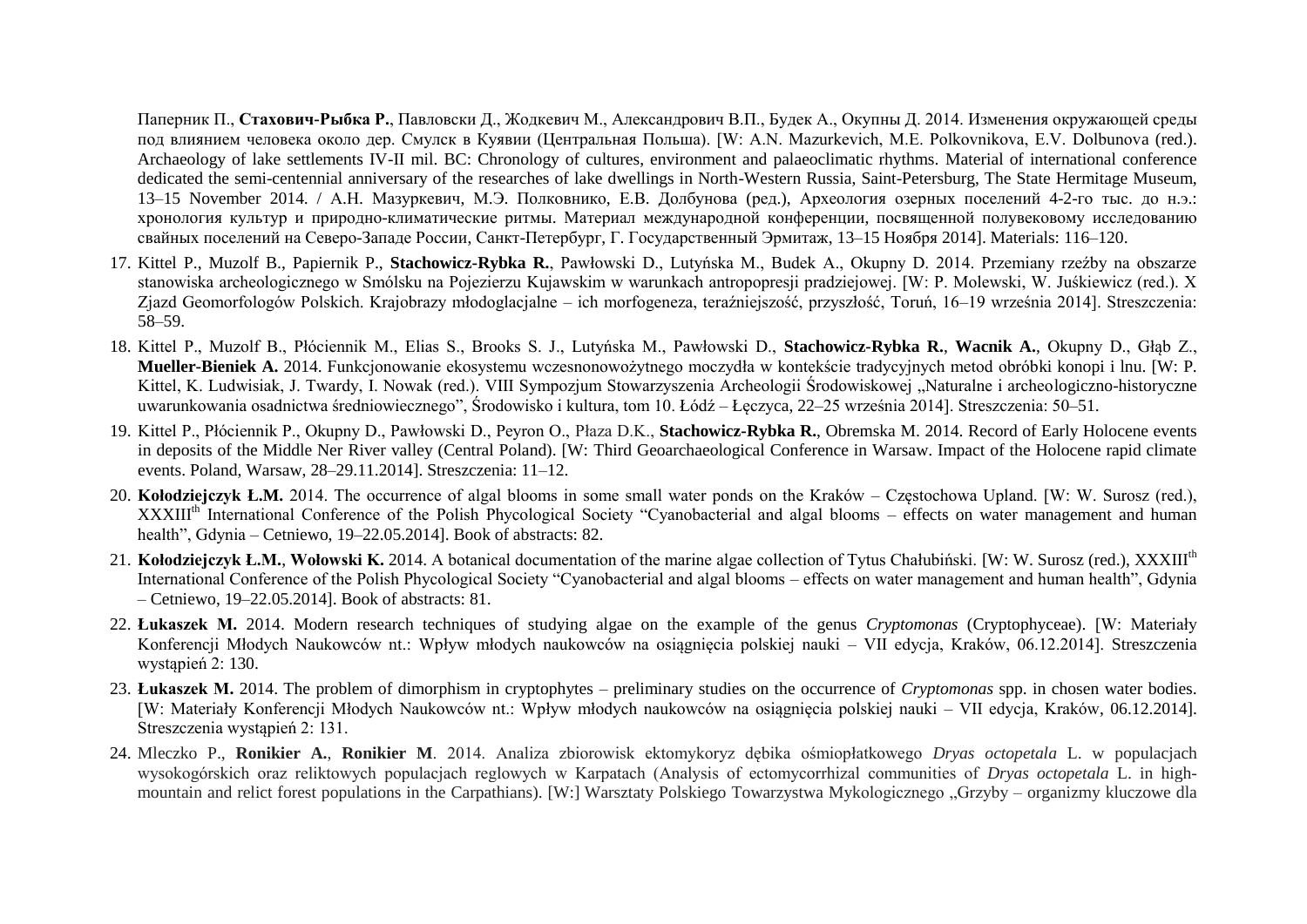Паперник П., **Стахович-Рыбка Р.**, Павловски Д., Жодкевич М., Александрович В.П., Будек А., Окупны Д. 2014. Изменения окружающей среды под влиянием человека около дер. Смулск в Куявии (Центральная Польша). [W: A.N. Mazurkevich, M.E. Polkovnikova, E.V. Dolbunova (red.). Archaeology of lake settlements IV-II mil. BC: Chronology of cultures, environment and palaeoclimatic rhythms. Material of international conference dedicated the semi-centennial anniversary of the researches of lake dwellings in North-Western Russia, Saint-Petersburg, The State Hermitage Museum, 13–15 November 2014. / А.Н. Мазуркевич, М.Э. Полковнико, Е.В. Долбунова (ред.), Археология озерных поселений 4-2-го тыс. до н.э.: хронология культур и природно-климатические ритмы. Материал международной конференции, посвященной полувековому исследованию свайных поселений на Северо-Западе России, Санкт-Петербург, Г. Государственный Эрмитаж, 13–15 Ноября 2014]. Materials: 116–120.

17. Kittel P., Muzolf B., Papiernik P., **Stachowicz-Rybka R.**, Pawłowski D., Lutyńska M., Budek A., Okupny D. 2014. Przemiany rzeźby na obszarze stanowiska archeologicznego w Smólsku na Pojezierzu Kujawskim w warunkach antropopresji pradziejowej. [W: P. Molewski, W. Juśkiewicz (red.). X Zjazd Geomorfologów Polskich. Krajobrazy młodoglacjalne – ich morfogeneza, teraźniejszość, przyszłość, Toruń, 16–19 września 2014]. Streszczenia: 58–59.
18. Kittel P., Muzolf B., Płóciennik M., Elias S., Brooks S. J., Lutyńska M., Pawłowski D., **Stachowicz-Rybka R.**, **Wacnik A.**, Okupny D., Głąb Z., **Mueller-Bieniek A.** 2014. Funkcjonowanie ekosystemu wczesnonowożytnego moczydła w kontekście tradycyjnych metod obróbki konopi i lnu. [W: P. Kittel, K. Ludwisiak, J. Twardy, I. Nowak (red.). VIII Sympozjum Stowarzyszenia Archeologii Środowiskowej „Naturalne i archeologiczno-historyczne uwarunkowania osadnictwa średniowiecznego", Środowisko i kultura, tom 10. Łódź – Łęczyca, 22–25 września 2014]. Streszczenia: 50–51.
19. Kittel P., Płóciennik P., Okupny D., Pawłowski D., Peyron O., Płaza D.K., **Stachowicz-Rybka R.**, Obremska M. 2014. Record of Early Holocene events in deposits of the Middle Ner River valley (Central Poland). [W: Third Geoarchaeological Conference in Warsaw. Impact of the Holocene rapid climate events. Poland, Warsaw, 28–29.11.2014]. Streszczenia: 11–12.
20. **Kołodziejczyk Ł.M.** 2014. The occurrence of algal blooms in some small water ponds on the Kraków – Częstochowa Upland. [W: W. Surosz (red.), XXXIII$^{th}$ International Conference of the Polish Phycological Society "Cyanobacterial and algal blooms – effects on water management and human health", Gdynia – Cetniewo, 19–22.05.2014]. Book of abstracts: 82.
21. **Kołodziejczyk Ł.M.**, **Wołowski K.** 2014. A botanical documentation of the marine algae collection of Tytus Chałubiński. [W: W. Surosz (red.), XXXIII$^{th}$ International Conference of the Polish Phycological Society "Cyanobacterial and algal blooms – effects on water management and human health", Gdynia – Cetniewo, 19–22.05.2014]. Book of abstracts: 81.
22. **Łukaszek M.** 2014. Modern research techniques of studying algae on the example of the genus *Cryptomonas* (Cryptophyceae). [W: Materiały Konferencji Młodych Naukowców nt.: Wpływ młodych naukowców na osiągnięcia polskiej nauki – VII edycja, Kraków, 06.12.2014]. Streszczenia wystąpień 2: 130.
23. **Łukaszek M.** 2014. The problem of dimorphism in cryptophytes – preliminary studies on the occurrence of *Cryptomonas* spp. in chosen water bodies. [W: Materiały Konferencji Młodych Naukowców nt.: Wpływ młodych naukowców na osiągnięcia polskiej nauki – VII edycja, Kraków, 06.12.2014]. Streszczenia wystąpień 2: 131.
24. Mleczko P., **Ronikier A.**, **Ronikier M**. 2014. Analiza zbiorowisk ektomykoryz dębika ośmiopłatkowego *Dryas octopetala* L. w populacjach wysokogórskich oraz reliktowych populacjach reglowych w Karpatach (Analysis of ectomycorrhizal communities of *Dryas octopetala* L. in high-mountain and relict forest populations in the Carpathians). [W:] Warsztaty Polskiego Towarzystwa Mykologicznego „Grzyby – organizmy kluczowe dla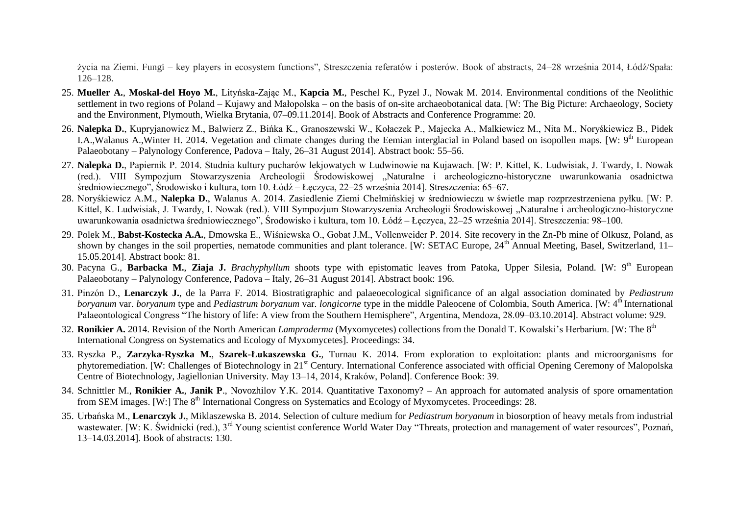życia na Ziemi. Fungi – key players in ecosystem functions", Streszczenia referatów i posterów. Book of abstracts, 24–28 września 2014, Łódź/Spała: 126–128.

25. **Mueller A.**, **Moskal-del Hoyo M.**, Lityńska-Zając M., **Kapcia M.**, Peschel K., Pyzel J., Nowak M. 2014. Environmental conditions of the Neolithic settlement in two regions of Poland – Kujawy and Małopolska – on the basis of on-site archaeobotanical data. [W: The Big Picture: Archaeology, Society and the Environment, Plymouth, Wielka Brytania, 07–09.11.2014]. Book of Abstracts and Conference Programme: 20.
26. **Nalepka D.**, Kupryjanowicz M., Balwierz Z., Bińka K., Granoszewski W., Kołaczek P., Majecka A., Malkiewicz M., Nita M., Noryśkiewicz B., Pidek I.A.,Walanus A.,Winter H. 2014. Vegetation and climate changes during the Eemian interglacial in Poland based on isopollen maps. [W: 9th European Palaeobotany – Palynology Conference, Padova – Italy, 26–31 August 2014]. Abstract book: 55–56.
27. **Nalepka D.**, Papiernik P. 2014. Studnia kultury pucharów lekjowatych w Ludwinowie na Kujawach. [W: P. Kittel, K. Ludwisiak, J. Twardy, I. Nowak (red.). VIII Sympozjum Stowarzyszenia Archeologii Środowiskowej „Naturalne i archeologiczno-historyczne uwarunkowania osadnictwa średniowiecznego", Środowisko i kultura, tom 10. Łódź – Łęczyca, 22–25 września 2014]. Streszczenia: 65–67.
28. Noryśkiewicz A.M., **Nalepka D.**, Walanus A. 2014. Zasiedlenie Ziemi Chełmińskiej w średniowieczu w świetle map rozprzestrzeniena pyłku. [W: P. Kittel, K. Ludwisiak, J. Twardy, I. Nowak (red.). VIII Sympozjum Stowarzyszenia Archeologii Środowiskowej „Naturalne i archeologiczno-historyczne uwarunkowania osadnictwa średniowiecznego", Środowisko i kultura, tom 10. Łódź – Łęczyca, 22–25 września 2014]. Streszczenia: 98–100.
29. Polek M., **Babst-Kostecka A.A.**, Dmowska E., Wiśniewska O., Gobat J.M., Vollenweider P. 2014. Site recovery in the Zn-Pb mine of Olkusz, Poland, as shown by changes in the soil properties, nematode communities and plant tolerance. [W: SETAC Europe, 24th Annual Meeting, Basel, Switzerland, 11–15.05.2014]. Abstract book: 81.
30. Pacyna G., **Barbacka M.**, **Ziaja J.** *Brachyphyllum* shoots type with epistomatic leaves from Patoka, Upper Silesia, Poland. [W: 9th European Palaeobotany – Palynology Conference, Padova – Italy, 26–31 August 2014]. Abstract book: 196.
31. Pinzón D., **Lenarczyk J.**, de la Parra F. 2014. Biostratigraphic and palaeoecological significance of an algal association dominated by *Pediastrum boryanum* var. *boryanum* type and *Pediastrum boryanum* var. *longicorne* type in the middle Paleocene of Colombia, South America. [W: 4th International Palaeontological Congress "The history of life: A view from the Southern Hemisphere", Argentina, Mendoza, 28.09–03.10.2014]. Abstract volume: 929.
32. **Ronikier A.** 2014. Revision of the North American *Lamproderma* (Myxomycetes) collections from the Donald T. Kowalski's Herbarium. [W: The 8th International Congress on Systematics and Ecology of Myxomycetes]. Proceedings: 34.
33. Ryszka P., **Zarzyka-Ryszka M.**, **Szarek-Łukaszewska G.**, Turnau K. 2014. From exploration to exploitation: plants and microorganisms for phytoremediation. [W: Challenges of Biotechnology in 21st Century. International Conference associated with official Opening Ceremony of Malopolska Centre of Biotechnology, Jagiellonian University. May 13–14, 2014, Kraków, Poland]. Conference Book: 39.
34. Schnittler M., **Ronikier A.**, **Janik P**., Novozhilov Y.K. 2014. Quantitative Taxonomy? – An approach for automated analysis of spore ornamentation from SEM images. [W:] The 8th International Congress on Systematics and Ecology of Myxomycetes. Proceedings: 28.
35. Urbańska M., **Lenarczyk J.**, Miklaszewska B. 2014. Selection of culture medium for *Pediastrum boryanum* in biosorption of heavy metals from industrial wastewater. [W: K. Świdnicki (red.), 3rd Young scientist conference World Water Day "Threats, protection and management of water resources", Poznań, 13–14.03.2014]. Book of abstracts: 130.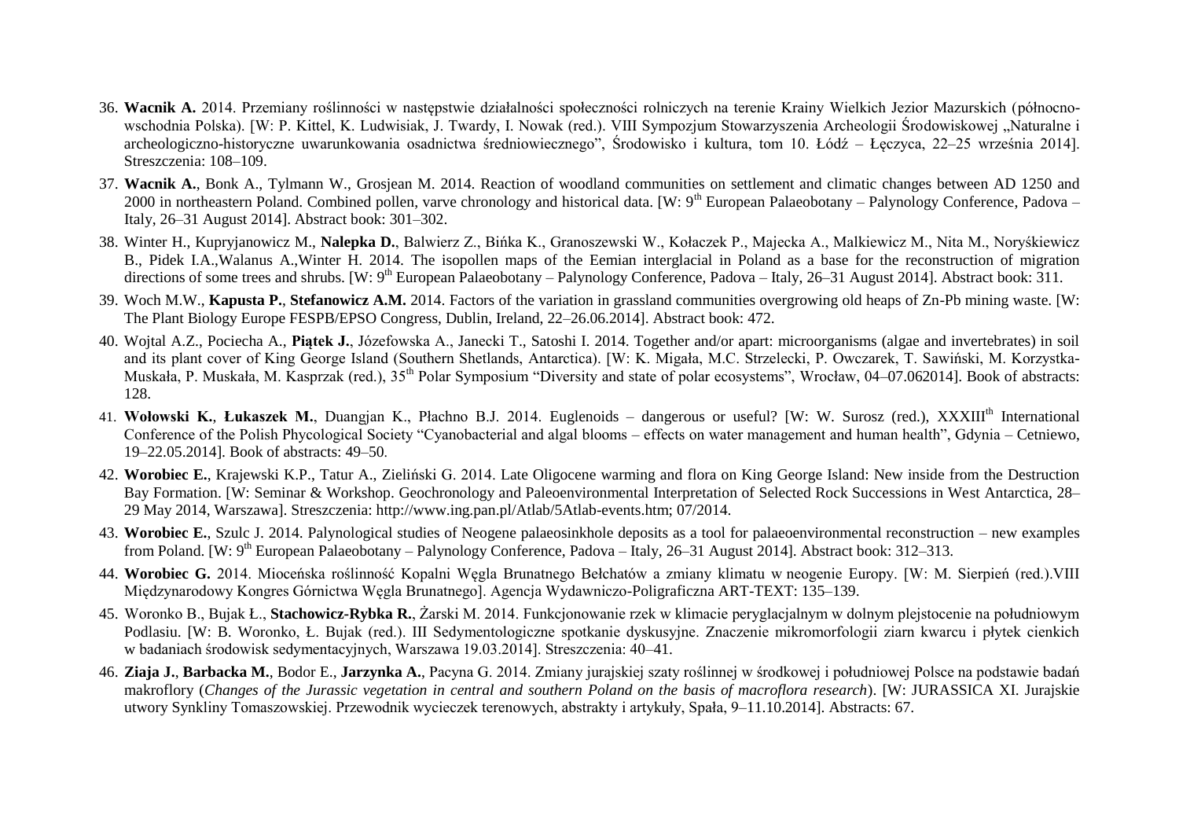36. **Wacnik A.** 2014. Przemiany roślinności w następstwie działalności społeczności rolniczych na terenie Krainy Wielkich Jezior Mazurskich (północno-wschodnia Polska). [W: P. Kittel, K. Ludwisiak, J. Twardy, I. Nowak (red.). VIII Sympozjum Stowarzyszenia Archeologii Środowiskowej „Naturalne i archeologiczno-historyczne uwarunkowania osadnictwa średniowiecznego", Środowisko i kultura, tom 10. Łódź – Łęczyca, 22–25 września 2014]. Streszczenia: 108–109.
37. **Wacnik A.**, Bonk A., Tylmann W., Grosjean M. 2014. Reaction of woodland communities on settlement and climatic changes between AD 1250 and 2000 in northeastern Poland. Combined pollen, varve chronology and historical data. [W: 9th European Palaeobotany – Palynology Conference, Padova – Italy, 26–31 August 2014]. Abstract book: 301–302.
38. Winter H., Kupryjanowicz M., **Nalepka D.**, Balwierz Z., Bińka K., Granoszewski W., Kołaczek P., Majecka A., Malkiewicz M., Nita M., Noryśkiewicz B., Pidek I.A.,Walanus A.,Winter H. 2014. The isopollen maps of the Eemian interglacial in Poland as a base for the reconstruction of migration directions of some trees and shrubs. [W: 9th European Palaeobotany – Palynology Conference, Padova – Italy, 26–31 August 2014]. Abstract book: 311.
39. Woch M.W., **Kapusta P.**, **Stefanowicz A.M.** 2014. Factors of the variation in grassland communities overgrowing old heaps of Zn-Pb mining waste. [W: The Plant Biology Europe FESPB/EPSO Congress, Dublin, Ireland, 22–26.06.2014]. Abstract book: 472.
40. Wojtal A.Z., Pociecha A., **Piątek J.**, Józefowska A., Janecki T., Satoshi I. 2014. Together and/or apart: microorganisms (algae and invertebrates) in soil and its plant cover of King George Island (Southern Shetlands, Antarctica). [W: K. Migała, M.C. Strzelecki, P. Owczarek, T. Sawiński, M. Korzystka-Muskała, P. Muskała, M. Kasprzak (red.), 35th Polar Symposium "Diversity and state of polar ecosystems", Wrocław, 04–07.062014]. Book of abstracts: 128.
41. **Wołowski K.**, **Łukaszek M.**, Duangjan K., Płachno B.J. 2014. Euglenoids – dangerous or useful? [W: W. Surosz (red.), XXXIIIth International Conference of the Polish Phycological Society "Cyanobacterial and algal blooms – effects on water management and human health", Gdynia – Cetniewo, 19–22.05.2014]. Book of abstracts: 49–50.
42. **Worobiec E.**, Krajewski K.P., Tatur A., Zieliński G. 2014. Late Oligocene warming and flora on King George Island: New inside from the Destruction Bay Formation. [W: Seminar & Workshop. Geochronology and Paleoenvironmental Interpretation of Selected Rock Successions in West Antarctica, 28–29 May 2014, Warszawa]. Streszczenia: http://www.ing.pan.pl/Atlab/5Atlab-events.htm; 07/2014.
43. **Worobiec E.**, Szulc J. 2014. Palynological studies of Neogene palaeosinkhole deposits as a tool for palaeoenvironmental reconstruction – new examples from Poland. [W: 9th European Palaeobotany – Palynology Conference, Padova – Italy, 26–31 August 2014]. Abstract book: 312–313.
44. **Worobiec G.** 2014. Mioceńska roślinność Kopalni Węgla Brunatnego Bełchatów a zmiany klimatu w neogenie Europy. [W: M. Sierpień (red.).VIII Międzynarodowy Kongres Górnictwa Węgla Brunatnego]. Agencja Wydawniczo-Poligraficzna ART-TEXT: 135–139.
45. Woronko B., Bujak Ł., **Stachowicz-Rybka R.**, Żarski M. 2014. Funkcjonowanie rzek w klimacie peryglacjalnym w dolnym plejstocenie na południowym Podlasiu. [W: B. Woronko, Ł. Bujak (red.). III Sedymentologiczne spotkanie dyskusyjne. Znaczenie mikromorfologii ziarn kwarcu i płytek cienkich w badaniach środowisk sedymentacyjnych, Warszawa 19.03.2014]. Streszczenia: 40–41.
46. **Ziaja J.**, **Barbacka M.**, Bodor E., **Jarzynka A.**, Pacyna G. 2014. Zmiany jurajskiej szaty roślinnej w środkowej i południowej Polsce na podstawie badań makroflory (*Changes of the Jurassic vegetation in central and southern Poland on the basis of macroflora research*). [W: JURASSICA XI. Jurajskie utwory Synkliny Tomaszowskiej. Przewodnik wycieczek terenowych, abstrakty i artykuły, Spała, 9–11.10.2014]. Abstracts: 67.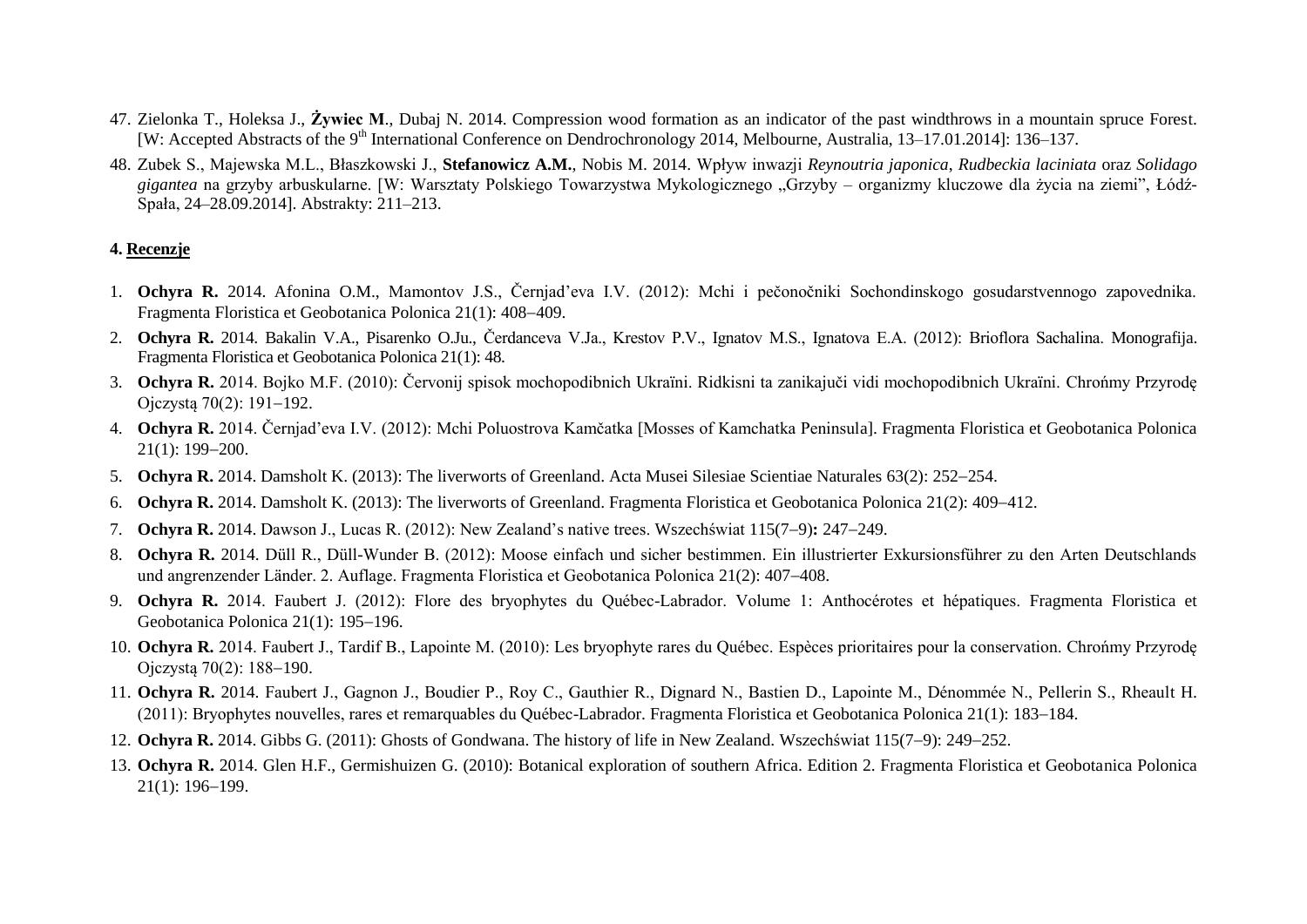47. Zielonka T., Holeksa J., **Żywiec M**., Dubaj N. 2014. Compression wood formation as an indicator of the past windthrows in a mountain spruce Forest. [W: Accepted Abstracts of the 9th International Conference on Dendrochronology 2014, Melbourne, Australia, 13–17.01.2014]: 136–137.
48. Zubek S., Majewska M.L., Błaszkowski J., **Stefanowicz A.M.**, Nobis M. 2014. Wpływ inwazji *Reynoutria japonica*, *Rudbeckia laciniata* oraz *Solidago gigantea* na grzyby arbuskularne. [W: Warsztaty Polskiego Towarzystwa Mykologicznego „Grzyby – organizmy kluczowe dla życia na ziemi", Łódź-Spała, 24–28.09.2014]. Abstrakty: 211–213.

#### 4. Recenzje

1. **Ochyra R.** 2014. Afonina O.M., Mamontov J.S., Černjad'eva I.V. (2012): Mchi i pečonočniki Sochondinskogo gosudarstvennogo zapovednika. Fragmenta Floristica et Geobotanica Polonica 21(1): 408–409.
2. **Ochyra R.** 2014. Bakalin V.A., Pisarenko O.Ju., Čerdanceva V.Ja., Krestov P.V., Ignatov M.S., Ignatova E.A. (2012): Brioflora Sachalina. Monografija. Fragmenta Floristica et Geobotanica Polonica 21(1): 48.
3. **Ochyra R.** 2014. Bojko M.F. (2010): Červonij spisok mochopodibnich Ukraïni. Ridkisni ta zanikajuči vidi mochopodibnich Ukraïni. Chrońmy Przyrodę Ojczystą 70(2): 191–192.
4. **Ochyra R.** 2014. Černjad'eva I.V. (2012): Mchi Poluostrova Kamčatka [Mosses of Kamchatka Peninsula]. Fragmenta Floristica et Geobotanica Polonica 21(1): 199–200.
5. **Ochyra R.** 2014. Damsholt K. (2013): The liverworts of Greenland. Acta Musei Silesiae Scientiae Naturales 63(2): 252–254.
6. **Ochyra R.** 2014. Damsholt K. (2013): The liverworts of Greenland. Fragmenta Floristica et Geobotanica Polonica 21(2): 409–412.
7. **Ochyra R.** 2014. Dawson J., Lucas R. (2012): New Zealand's native trees. Wszechświat 115(7–9)**:** 247–249.
8. **Ochyra R.** 2014. Düll R., Düll-Wunder B. (2012): Moose einfach und sicher bestimmen. Ein illustrierter Exkursionsführer zu den Arten Deutschlands und angrenzender Länder. 2. Auflage. Fragmenta Floristica et Geobotanica Polonica 21(2): 407–408.
9. **Ochyra R.** 2014. Faubert J. (2012): Flore des bryophytes du Québec-Labrador. Volume 1: Anthocérotes et hépatiques. Fragmenta Floristica et Geobotanica Polonica 21(1): 195–196.
10. **Ochyra R.** 2014. Faubert J., Tardif B., Lapointe M. (2010): Les bryophyte rares du Québec. Espèces prioritaires pour la conservation. Chrońmy Przyrodę Ojczystą 70(2): 188–190.
11. **Ochyra R.** 2014. Faubert J., Gagnon J., Boudier P., Roy C., Gauthier R., Dignard N., Bastien D., Lapointe M., Dénommée N., Pellerin S., Rheault H. (2011): Bryophytes nouvelles, rares et remarquables du Québec-Labrador. Fragmenta Floristica et Geobotanica Polonica 21(1): 183–184.
12. **Ochyra R.** 2014. Gibbs G. (2011): Ghosts of Gondwana. The history of life in New Zealand. Wszechświat 115(7–9): 249–252.
13. **Ochyra R.** 2014. Glen H.F., Germishuizen G. (2010): Botanical exploration of southern Africa. Edition 2. Fragmenta Floristica et Geobotanica Polonica 21(1): 196–199.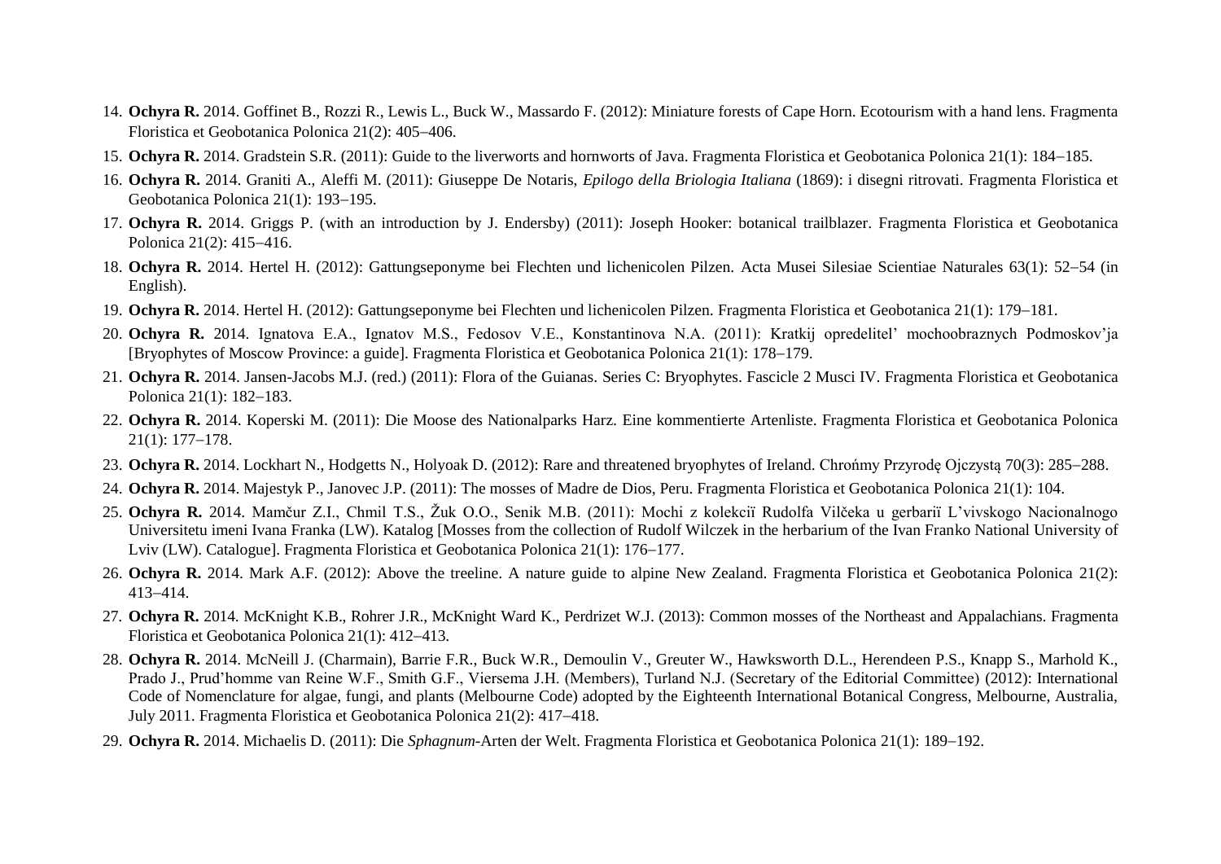14. **Ochyra R.** 2014. Goffinet B., Rozzi R., Lewis L., Buck W., Massardo F. (2012): Miniature forests of Cape Horn. Ecotourism with a hand lens. Fragmenta Floristica et Geobotanica Polonica 21(2): 405–406.
15. **Ochyra R.** 2014. Gradstein S.R. (2011): Guide to the liverworts and hornworts of Java. Fragmenta Floristica et Geobotanica Polonica 21(1): 184–185.
16. **Ochyra R.** 2014. Graniti A., Aleffi M. (2011): Giuseppe De Notaris, *Epilogo della Briologia Italiana* (1869): i disegni ritrovati. Fragmenta Floristica et Geobotanica Polonica 21(1): 193–195.
17. **Ochyra R.** 2014. Griggs P. (with an introduction by J. Endersby) (2011): Joseph Hooker: botanical trailblazer. Fragmenta Floristica et Geobotanica Polonica 21(2): 415–416.
18. **Ochyra R.** 2014. Hertel H. (2012): Gattungseponyme bei Flechten und lichenicolen Pilzen. Acta Musei Silesiae Scientiae Naturales 63(1): 52–54 (in English).
19. **Ochyra R.** 2014. Hertel H. (2012): Gattungseponyme bei Flechten und lichenicolen Pilzen. Fragmenta Floristica et Geobotanica 21(1): 179–181.
20. **Ochyra R.** 2014. Ignatova E.A., Ignatov M.S., Fedosov V.E., Konstantinova N.A. (2011): Kratkij opredelitel' mochoobraznych Podmoskov'ja [Bryophytes of Moscow Province: a guide]. Fragmenta Floristica et Geobotanica Polonica 21(1): 178–179.
21. **Ochyra R.** 2014. Jansen-Jacobs M.J. (red.) (2011): Flora of the Guianas. Series C: Bryophytes. Fascicle 2 Musci IV. Fragmenta Floristica et Geobotanica Polonica 21(1): 182–183.
22. **Ochyra R.** 2014. Koperski M. (2011): Die Moose des Nationalparks Harz. Eine kommentierte Artenliste. Fragmenta Floristica et Geobotanica Polonica 21(1): 177–178.
23. **Ochyra R.** 2014. Lockhart N., Hodgetts N., Holyoak D. (2012): Rare and threatened bryophytes of Ireland. Chrońmy Przyrodę Ojczystą 70(3): 285–288.
24. **Ochyra R.** 2014. Majestyk P., Janovec J.P. (2011): The mosses of Madre de Dios, Peru. Fragmenta Floristica et Geobotanica Polonica 21(1): 104.
25. **Ochyra R.** 2014. Mamčur Z.I., Chmil T.S., Žuk O.O., Senik M.B. (2011): Mochi z kolekciï Rudolfa Vilčeka u gerbariï L'vivskogo Nacionalnogo Universitetu imeni Ivana Franka (LW). Katalog [Mosses from the collection of Rudolf Wilczek in the herbarium of the Ivan Franko National University of Lviv (LW). Catalogue]. Fragmenta Floristica et Geobotanica Polonica 21(1): 176–177.
26. **Ochyra R.** 2014. Mark A.F. (2012): Above the treeline. A nature guide to alpine New Zealand. Fragmenta Floristica et Geobotanica Polonica 21(2): 413–414.
27. **Ochyra R.** 2014. McKnight K.B., Rohrer J.R., McKnight Ward K., Perdrizet W.J. (2013): Common mosses of the Northeast and Appalachians. Fragmenta Floristica et Geobotanica Polonica 21(1): 412–413.
28. **Ochyra R.** 2014. McNeill J. (Charmain), Barrie F.R., Buck W.R., Demoulin V., Greuter W., Hawksworth D.L., Herendeen P.S., Knapp S., Marhold K., Prado J., Prud'homme van Reine W.F., Smith G.F., Viersema J.H. (Members), Turland N.J. (Secretary of the Editorial Committee) (2012): International Code of Nomenclature for algae, fungi, and plants (Melbourne Code) adopted by the Eighteenth International Botanical Congress, Melbourne, Australia, July 2011. Fragmenta Floristica et Geobotanica Polonica 21(2): 417–418.
29. **Ochyra R.** 2014. Michaelis D. (2011): Die *Sphagnum*-Arten der Welt. Fragmenta Floristica et Geobotanica Polonica 21(1): 189–192.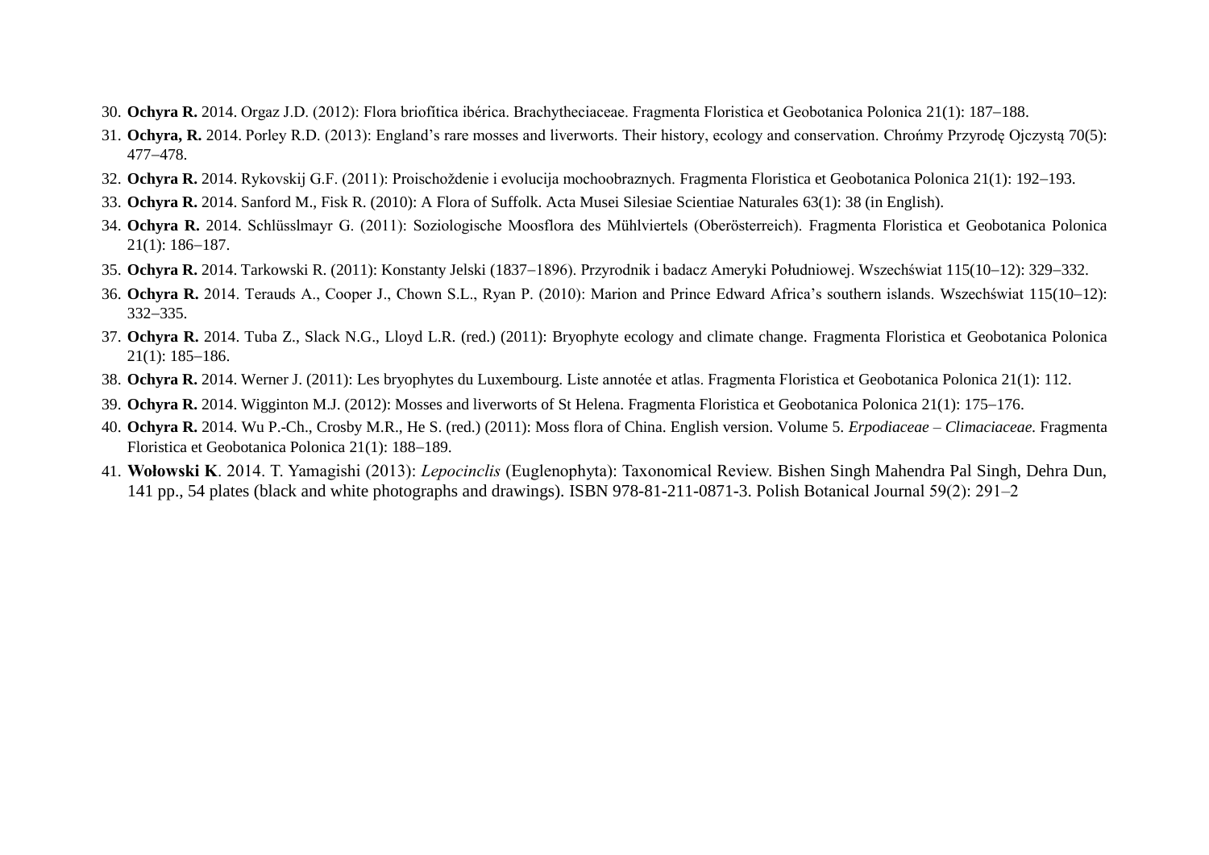30. **Ochyra R.** 2014. Orgaz J.D. (2012): Flora briofítica ibérica. Brachytheciaceae. Fragmenta Floristica et Geobotanica Polonica 21(1): 187–188.
31. **Ochyra, R.** 2014. Porley R.D. (2013): England's rare mosses and liverworts. Their history, ecology and conservation. Chrońmy Przyrodę Ojczystą 70(5): 477–478.
32. **Ochyra R.** 2014. Rykovskij G.F. (2011): Proischoždenie i evolucija mochoobraznych. Fragmenta Floristica et Geobotanica Polonica 21(1): 192–193.
33. **Ochyra R.** 2014. Sanford M., Fisk R. (2010): A Flora of Suffolk. Acta Musei Silesiae Scientiae Naturales 63(1): 38 (in English).
34. **Ochyra R.** 2014. Schlüsslmayr G. (2011): Soziologische Moosflora des Mühlviertels (Oberösterreich). Fragmenta Floristica et Geobotanica Polonica 21(1): 186–187.
35. **Ochyra R.** 2014. Tarkowski R. (2011): Konstanty Jelski (1837–1896). Przyrodnik i badacz Ameryki Południowej. Wszechświat 115(10–12): 329–332.
36. **Ochyra R.** 2014. Terauds A., Cooper J., Chown S.L., Ryan P. (2010): Marion and Prince Edward Africa's southern islands. Wszechświat 115(10–12): 332–335.
37. **Ochyra R.** 2014. Tuba Z., Slack N.G., Lloyd L.R. (red.) (2011): Bryophyte ecology and climate change. Fragmenta Floristica et Geobotanica Polonica 21(1): 185–186.
38. **Ochyra R.** 2014. Werner J. (2011): Les bryophytes du Luxembourg. Liste annotée et atlas. Fragmenta Floristica et Geobotanica Polonica 21(1): 112.
39. **Ochyra R.** 2014. Wigginton M.J. (2012): Mosses and liverworts of St Helena. Fragmenta Floristica et Geobotanica Polonica 21(1): 175–176.
40. **Ochyra R.** 2014. Wu P.-Ch., Crosby M.R., He S. (red.) (2011): Moss flora of China. English version. Volume 5. *Erpodiaceae – Climaciaceae*. Fragmenta Floristica et Geobotanica Polonica 21(1): 188–189.
41. **Wołowski K**. 2014. T. Yamagishi (2013): *Lepocinclis* (Euglenophyta): Taxonomical Review. Bishen Singh Mahendra Pal Singh, Dehra Dun, 141 pp., 54 plates (black and white photographs and drawings). ISBN 978-81-211-0871-3. Polish Botanical Journal 59(2): 291–2